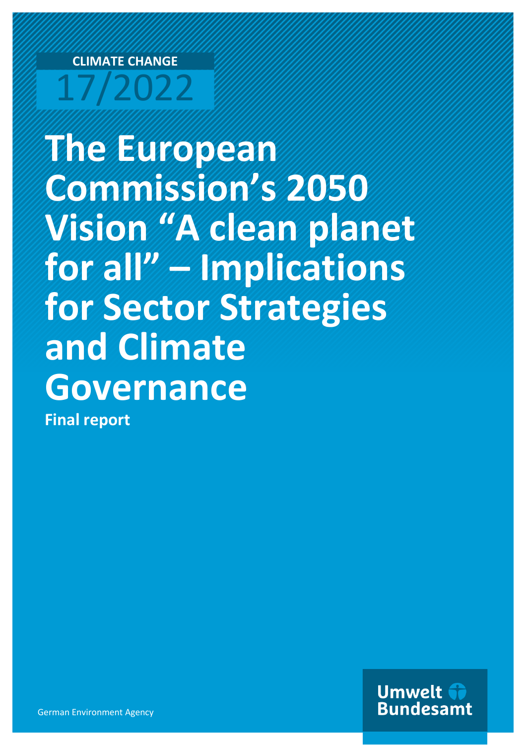CLIMATE CHANGE

17/2022

# The European Commission's 2050 Vision "A clean planet for all" – Implications for Sector Strategies and Climate Governance

**Final report**

German Environment Agency

Umwelt Bundesamt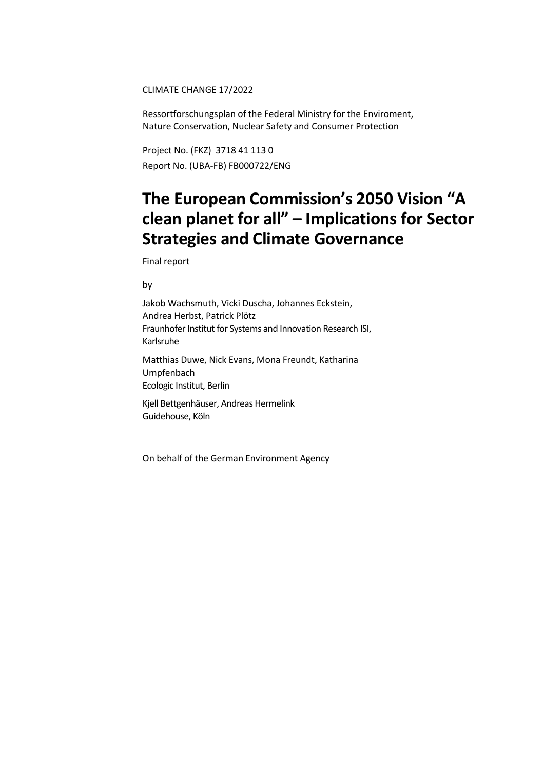CLIMATE CHANGE 17/2022

Ressortforschungsplan of the Federal Ministry for the Enviroment, Nature Conservation, Nuclear Safety and Consumer Protection

Project No. (FKZ) 3718 41 113 0

Report No. (UBA-FB) FB000722/ENG

# The European Commission's 2050 Vision "A clean planet for all" – Implications for Sector Strategies and Climate Governance

Final report

by

Jakob Wachsmuth, Vicki Duscha, Johannes Eckstein, Andrea Herbst, Patrick Plötz
Fraunhofer Institut for Systems and Innovation Research ISI, Karlsruhe

Matthias Duwe, Nick Evans, Mona Freundt, Katharina Umpfenbach
Ecologic Institut, Berlin

Kjell Bettgenhäuser, Andreas Hermelink
Guidehouse, Köln

On behalf of the German Environment Agency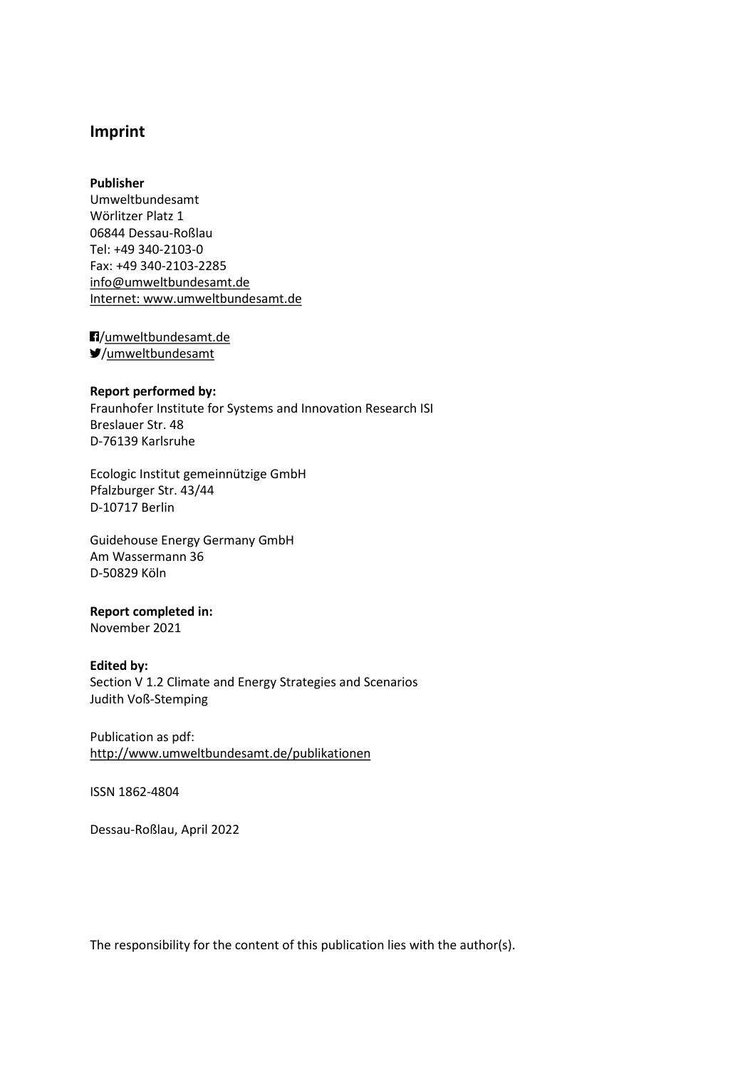## Imprint

**Publisher**
Umweltbundesamt
Wörlitzer Platz 1
06844 Dessau-Roßlau
Tel: +49 340-2103-0
Fax: +49 340-2103-2285
info@umweltbundesamt.de
Internet: www.umweltbundesamt.de

/umweltbundesamt.de
/umweltbundesamt

**Report performed by:**
Fraunhofer Institute for Systems and Innovation Research ISI
Breslauer Str. 48
D-76139 Karlsruhe

Ecologic Institut gemeinnützige GmbH
Pfalzburger Str. 43/44
D-10717 Berlin

Guidehouse Energy Germany GmbH
Am Wassermann 36
D-50829 Köln

**Report completed in:**
November 2021

**Edited by:**
Section V 1.2 Climate and Energy Strategies and Scenarios
Judith Voß-Stemping

Publication as pdf:
http://www.umweltbundesamt.de/publikationen

ISSN 1862-4804

Dessau-Roßlau, April 2022

The responsibility for the content of this publication lies with the author(s).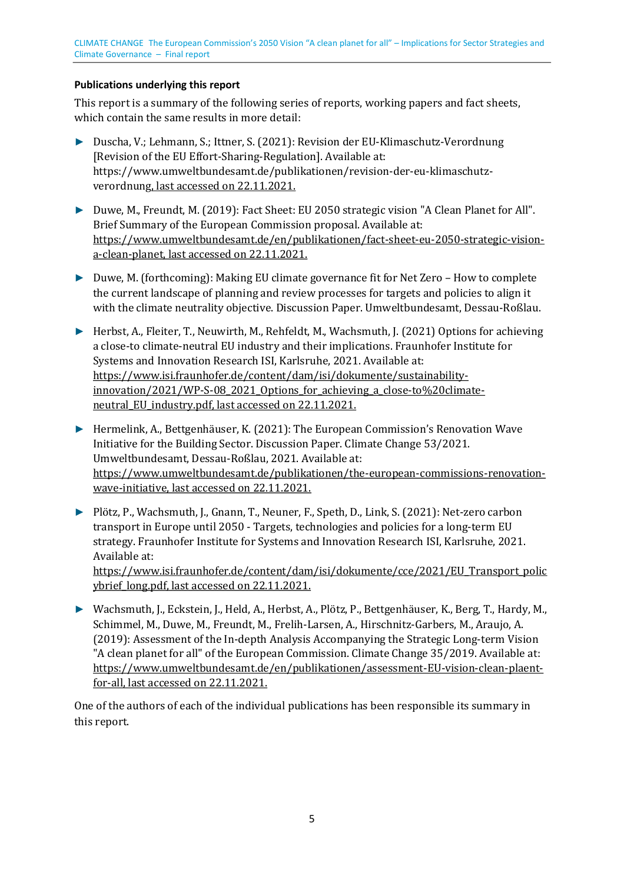**Publications underlying this report**

This report is a summary of the following series of reports, working papers and fact sheets, which contain the same results in more detail:

- Duscha, V.; Lehmann, S.; Ittner, S. (2021): Revision der EU-Klimaschutz-Verordnung [Revision of the EU Effort-Sharing-Regulation]. Available at: https://www.umweltbundesamt.de/publikationen/revision-der-eu-klimaschutz-verordnung, last accessed on 22.11.2021.
- Duwe, M., Freundt, M. (2019): Fact Sheet: EU 2050 strategic vision "A Clean Planet for All". Brief Summary of the European Commission proposal. Available at: https://www.umweltbundesamt.de/en/publikationen/fact-sheet-eu-2050-strategic-vision-a-clean-planet, last accessed on 22.11.2021.
- Duwe, M. (forthcoming): Making EU climate governance fit for Net Zero – How to complete the current landscape of planning and review processes for targets and policies to align it with the climate neutrality objective. Discussion Paper. Umweltbundesamt, Dessau-Roßlau.
- Herbst, A., Fleiter, T., Neuwirth, M., Rehfeldt, M., Wachsmuth, J. (2021) Options for achieving a close-to climate-neutral EU industry and their implications. Fraunhofer Institute for Systems and Innovation Research ISI, Karlsruhe, 2021. Available at: https://www.isi.fraunhofer.de/content/dam/isi/dokumente/sustainability-innovation/2021/WP-S-08_2021_Options_for_achieving_a_close-to%20climate-neutral_EU_industry.pdf, last accessed on 22.11.2021.
- Hermelink, A., Bettgenhäuser, K. (2021): The European Commission's Renovation Wave Initiative for the Building Sector. Discussion Paper. Climate Change 53/2021. Umweltbundesamt, Dessau-Roßlau, 2021. Available at: https://www.umweltbundesamt.de/publikationen/the-european-commissions-renovation-wave-initiative, last accessed on 22.11.2021.
- Plötz, P., Wachsmuth, J., Gnann, T., Neuner, F., Speth, D., Link, S. (2021): Net-zero carbon transport in Europe until 2050 - Targets, technologies and policies for a long-term EU strategy. Fraunhofer Institute for Systems and Innovation Research ISI, Karlsruhe, 2021. Available at: https://www.isi.fraunhofer.de/content/dam/isi/dokumente/cce/2021/EU_Transport_policybrief_long.pdf, last accessed on 22.11.2021.
- Wachsmuth, J., Eckstein, J., Held, A., Herbst, A., Plötz, P., Bettgenhäuser, K., Berg, T., Hardy, M., Schimmel, M., Duwe, M., Freundt, M., Frelih-Larsen, A., Hirschnitz-Garbers, M., Araujo, A. (2019): Assessment of the In-depth Analysis Accompanying the Strategic Long-term Vision "A clean planet for all" of the European Commission. Climate Change 35/2019. Available at: https://www.umweltbundesamt.de/en/publikationen/assessment-EU-vision-clean-plaent-for-all, last accessed on 22.11.2021.

One of the authors of each of the individual publications has been responsible its summary in this report.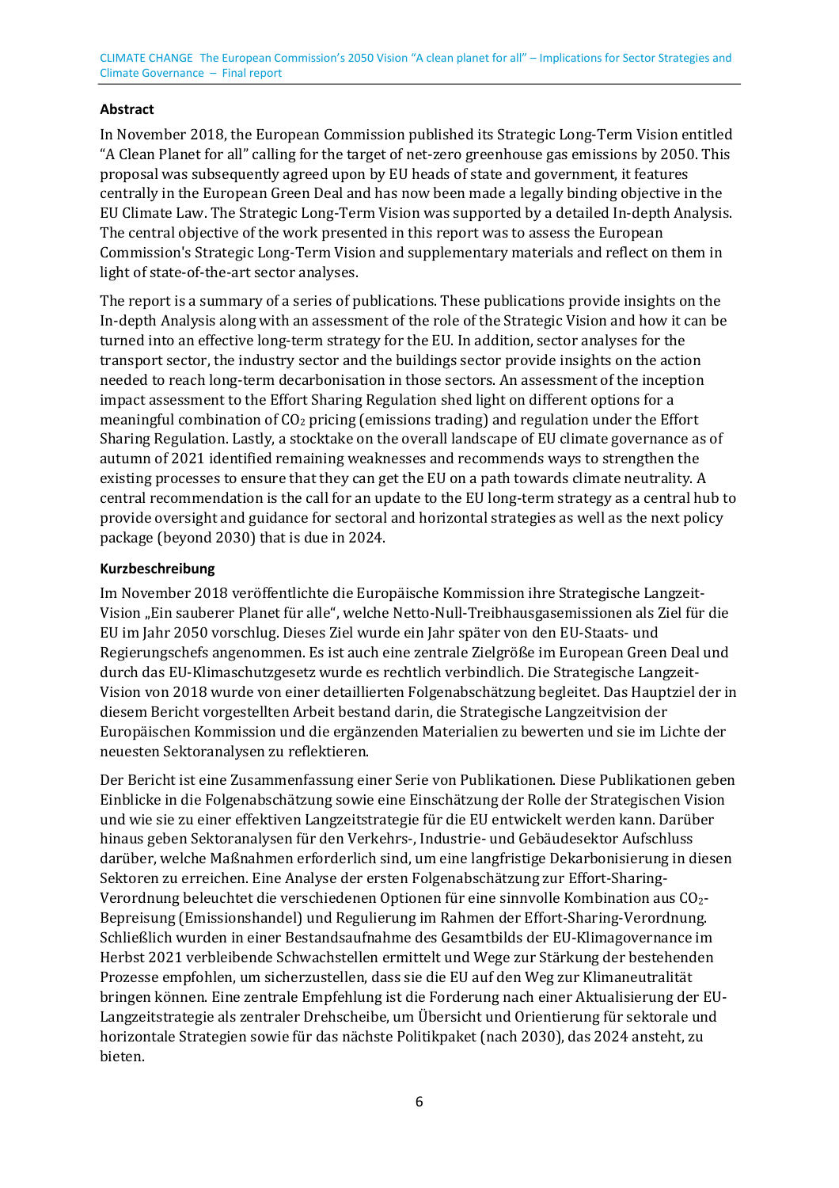### Abstract

In November 2018, the European Commission published its Strategic Long-Term Vision entitled "A Clean Planet for all" calling for the target of net-zero greenhouse gas emissions by 2050. This proposal was subsequently agreed upon by EU heads of state and government, it features centrally in the European Green Deal and has now been made a legally binding objective in the EU Climate Law. The Strategic Long-Term Vision was supported by a detailed In-depth Analysis. The central objective of the work presented in this report was to assess the European Commission's Strategic Long-Term Vision and supplementary materials and reflect on them in light of state-of-the-art sector analyses.

The report is a summary of a series of publications. These publications provide insights on the In-depth Analysis along with an assessment of the role of the Strategic Vision and how it can be turned into an effective long-term strategy for the EU. In addition, sector analyses for the transport sector, the industry sector and the buildings sector provide insights on the action needed to reach long-term decarbonisation in those sectors. An assessment of the inception impact assessment to the Effort Sharing Regulation shed light on different options for a meaningful combination of $CO_2$ pricing (emissions trading) and regulation under the Effort Sharing Regulation. Lastly, a stocktake on the overall landscape of EU climate governance as of autumn of 2021 identified remaining weaknesses and recommends ways to strengthen the existing processes to ensure that they can get the EU on a path towards climate neutrality. A central recommendation is the call for an update to the EU long-term strategy as a central hub to provide oversight and guidance for sectoral and horizontal strategies as well as the next policy package (beyond 2030) that is due in 2024.

### Kurzbeschreibung

Im November 2018 veröffentlichte die Europäische Kommission ihre Strategische Langzeit-Vision „Ein sauberer Planet für alle", welche Netto-Null-Treibhausgasemissionen als Ziel für die EU im Jahr 2050 vorschlug. Dieses Ziel wurde ein Jahr später von den EU-Staats- und Regierungschefs angenommen. Es ist auch eine zentrale Zielgröße im European Green Deal und durch das EU-Klimaschutzgesetz wurde es rechtlich verbindlich. Die Strategische Langzeit-Vision von 2018 wurde von einer detaillierten Folgenabschätzung begleitet. Das Hauptziel der in diesem Bericht vorgestellten Arbeit bestand darin, die Strategische Langzeitvision der Europäischen Kommission und die ergänzenden Materialien zu bewerten und sie im Lichte der neuesten Sektoranalysen zu reflektieren.

Der Bericht ist eine Zusammenfassung einer Serie von Publikationen. Diese Publikationen geben Einblicke in die Folgenabschätzung sowie eine Einschätzung der Rolle der Strategischen Vision und wie sie zu einer effektiven Langzeitstrategie für die EU entwickelt werden kann. Darüber hinaus geben Sektoranalysen für den Verkehrs-, Industrie- und Gebäudesektor Aufschluss darüber, welche Maßnahmen erforderlich sind, um eine langfristige Dekarbonisierung in diesen Sektoren zu erreichen. Eine Analyse der ersten Folgenabschätzung zur Effort-Sharing-Verordnung beleuchtet die verschiedenen Optionen für eine sinnvolle Kombination aus $CO_2$-Bepreisung (Emissionshandel) und Regulierung im Rahmen der Effort-Sharing-Verordnung. Schließlich wurden in einer Bestandsaufnahme des Gesamtbilds der EU-Klimagovernance im Herbst 2021 verbleibende Schwachstellen ermittelt und Wege zur Stärkung der bestehenden Prozesse empfohlen, um sicherzustellen, dass sie die EU auf den Weg zur Klimaneutralität bringen können. Eine zentrale Empfehlung ist die Forderung nach einer Aktualisierung der EU-Langzeitstrategie als zentraler Drehscheibe, um Übersicht und Orientierung für sektorale und horizontale Strategien sowie für das nächste Politikpaket (nach 2030), das 2024 ansteht, zu bieten.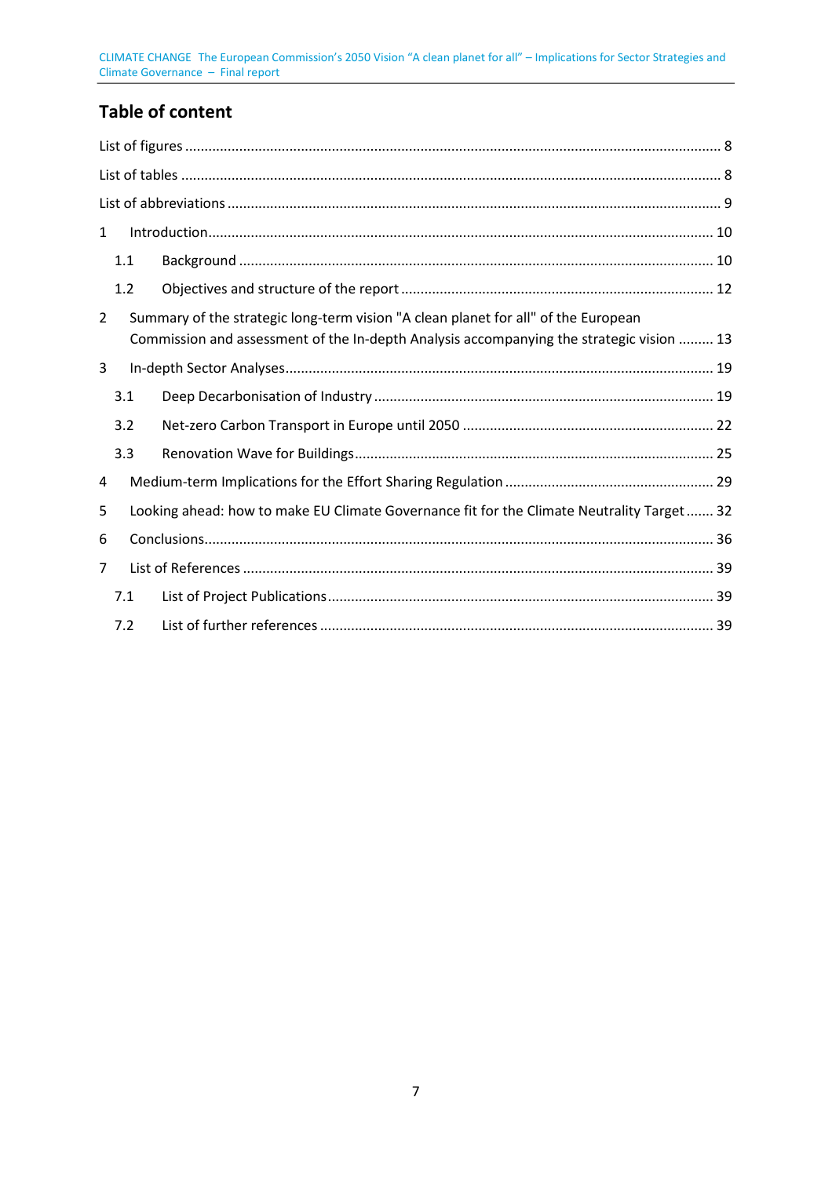## Table of content

List of figures ........................................................................................................................................ 8

List of tables ........................................................................................................................................ 8

List of abbreviations ............................................................................................................................. 9

1 Introduction ................................................................................................................................ 10

  1.1 Background ......................................................................................................................... 10

  1.2 Objectives and structure of the report ............................................................................... 12

2 Summary of the strategic long-term vision "A clean planet for all" of the European Commission and assessment of the In-depth Analysis accompanying the strategic vision ......... 13

3 In-depth Sector Analyses ............................................................................................................. 19

  3.1 Deep Decarbonisation of Industry ...................................................................................... 19

  3.2 Net-zero Carbon Transport in Europe until 2050 ................................................................ 22

  3.3 Renovation Wave for Buildings ........................................................................................... 25

4 Medium-term Implications for the Effort Sharing Regulation ..................................................... 29

5 Looking ahead: how to make EU Climate Governance fit for the Climate Neutrality Target ....... 32

6 Conclusions ................................................................................................................................. 36

7 List of References ........................................................................................................................ 39

  7.1 List of Project Publications .................................................................................................. 39

  7.2 List of further references .................................................................................................... 39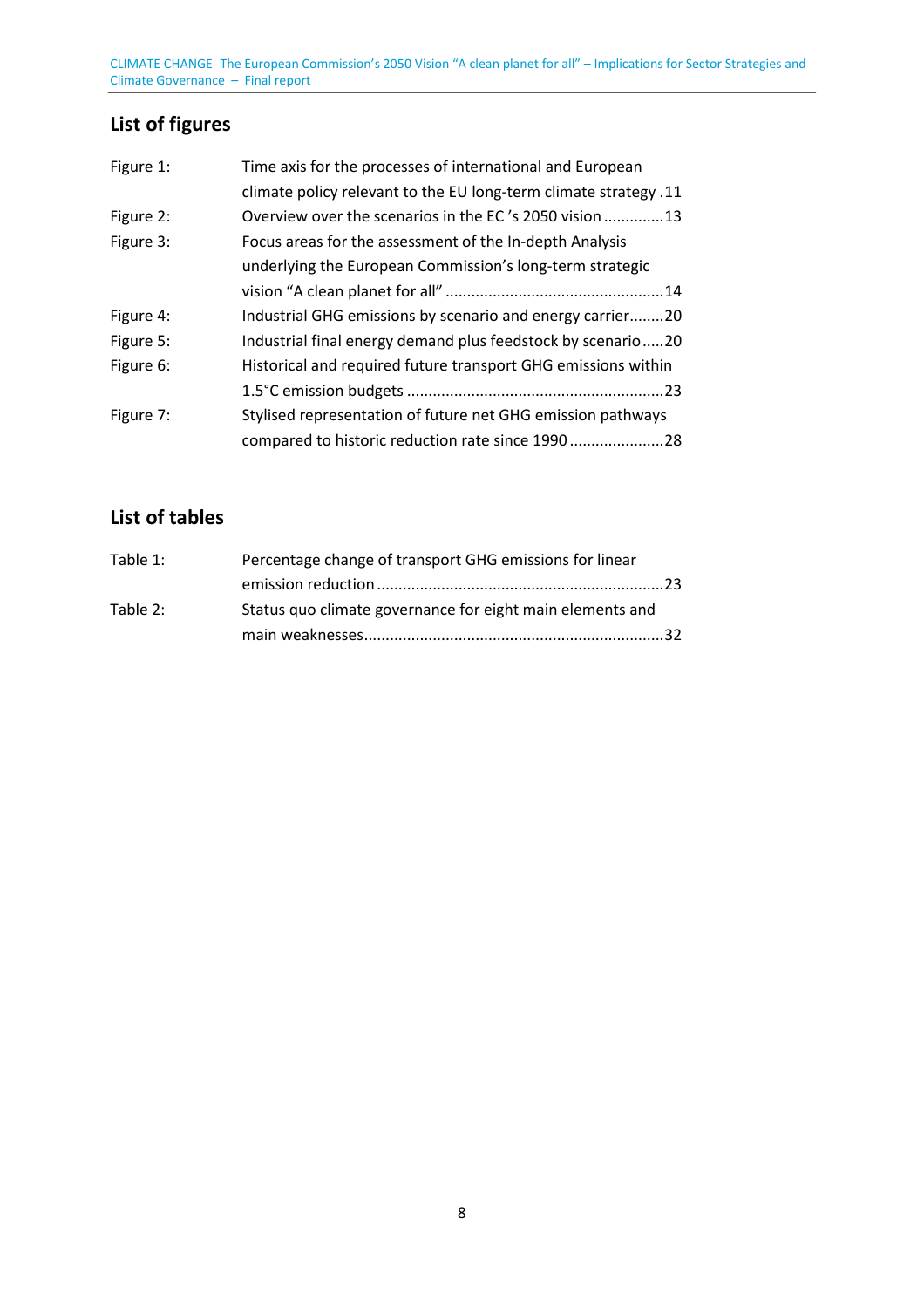## List of figures

| | |
|---|---|
| Figure 1: | Time axis for the processes of international and European climate policy relevant to the EU long-term climate strategy .11 |
| Figure 2: | Overview over the scenarios in the EC 's 2050 vision .............13 |
| Figure 3: | Focus areas for the assessment of the In-depth Analysis underlying the European Commission's long-term strategic vision "A clean planet for all" ..................................................14 |
| Figure 4: | Industrial GHG emissions by scenario and energy carrier........20 |
| Figure 5: | Industrial final energy demand plus feedstock by scenario.....20 |
| Figure 6: | Historical and required future transport GHG emissions within 1.5°C emission budgets ...........................................................23 |
| Figure 7: | Stylised representation of future net GHG emission pathways compared to historic reduction rate since 1990 ......................28 |

## List of tables

| | |
|---|---|
| Table 1: | Percentage change of transport GHG emissions for linear emission reduction ..................................................................23 |
| Table 2: | Status quo climate governance for eight main elements and main weaknesses.....................................................................32 |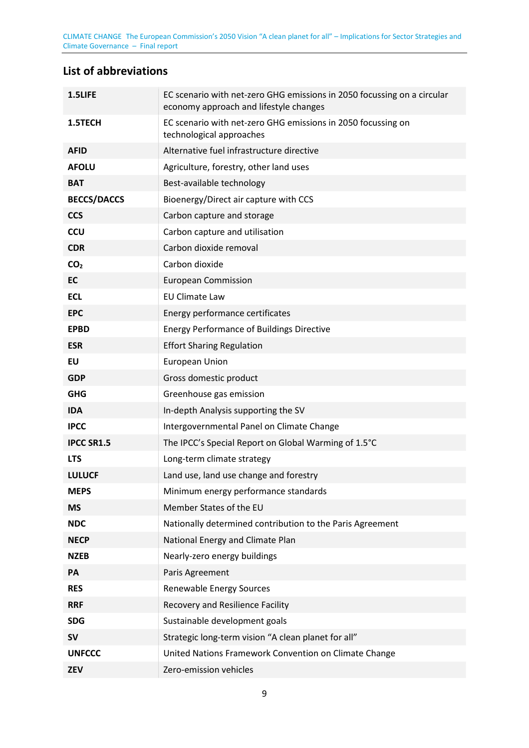## List of abbreviations

| | |
|---|---|
| **1.5LIFE** | EC scenario with net-zero GHG emissions in 2050 focussing on a circular economy approach and lifestyle changes |
| **1.5TECH** | EC scenario with net-zero GHG emissions in 2050 focussing on technological approaches |
| **AFID** | Alternative fuel infrastructure directive |
| **AFOLU** | Agriculture, forestry, other land uses |
| **BAT** | Best-available technology |
| **BECCS/DACCS** | Bioenergy/Direct air capture with CCS |
| **CCS** | Carbon capture and storage |
| **CCU** | Carbon capture and utilisation |
| **CDR** | Carbon dioxide removal |
| **$CO_2$** | Carbon dioxide |
| **EC** | European Commission |
| **ECL** | EU Climate Law |
| **EPC** | Energy performance certificates |
| **EPBD** | Energy Performance of Buildings Directive |
| **ESR** | Effort Sharing Regulation |
| **EU** | European Union |
| **GDP** | Gross domestic product |
| **GHG** | Greenhouse gas emission |
| **IDA** | In-depth Analysis supporting the SV |
| **IPCC** | Intergovernmental Panel on Climate Change |
| **IPCC SR1.5** | The IPCC's Special Report on Global Warming of 1.5°C |
| **LTS** | Long-term climate strategy |
| **LULUCF** | Land use, land use change and forestry |
| **MEPS** | Minimum energy performance standards |
| **MS** | Member States of the EU |
| **NDC** | Nationally determined contribution to the Paris Agreement |
| **NECP** | National Energy and Climate Plan |
| **NZEB** | Nearly-zero energy buildings |
| **PA** | Paris Agreement |
| **RES** | Renewable Energy Sources |
| **RRF** | Recovery and Resilience Facility |
| **SDG** | Sustainable development goals |
| **SV** | Strategic long-term vision "A clean planet for all" |
| **UNFCCC** | United Nations Framework Convention on Climate Change |
| **ZEV** | Zero-emission vehicles |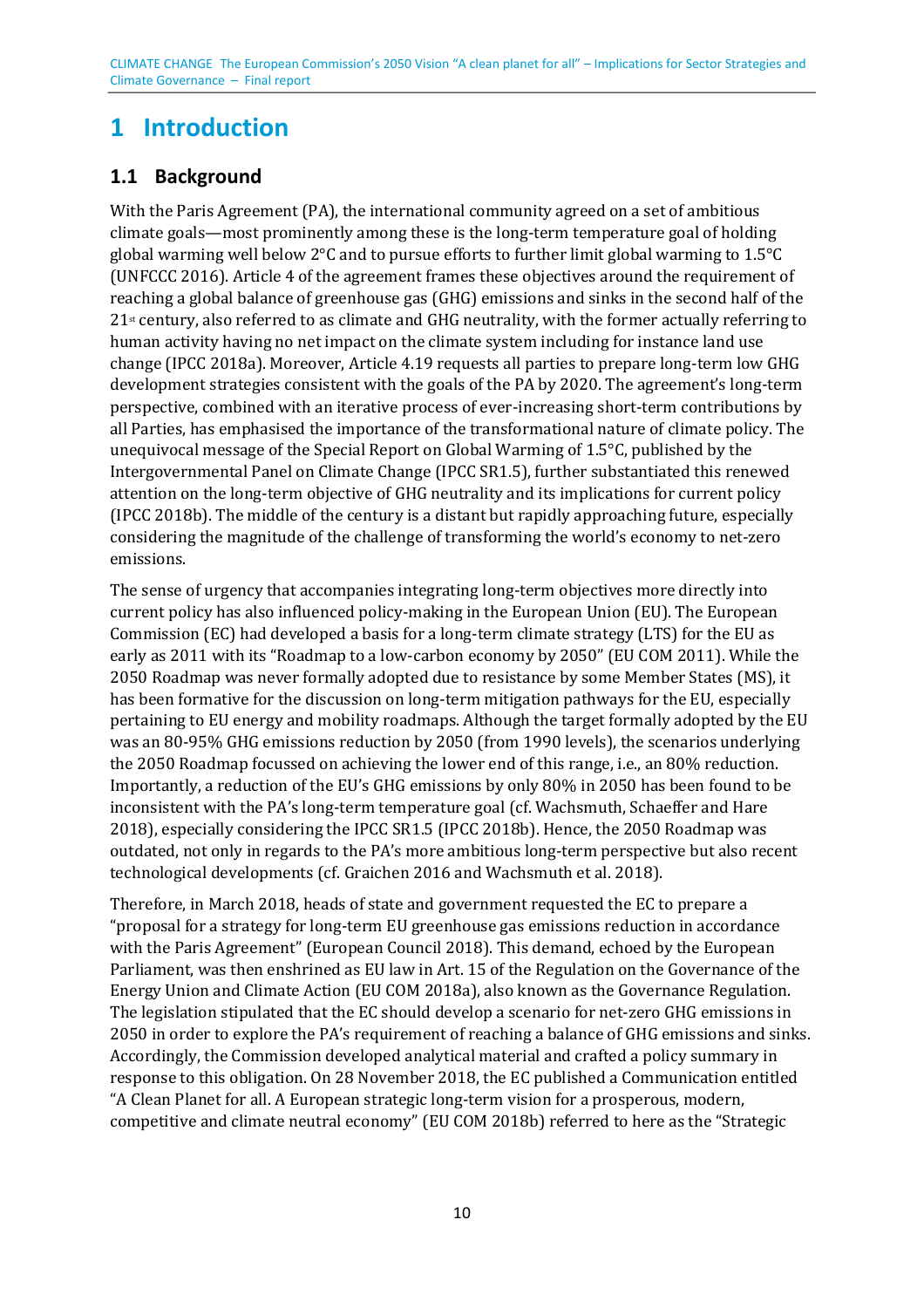# 1 Introduction

## 1.1 Background

With the Paris Agreement (PA), the international community agreed on a set of ambitious climate goals—most prominently among these is the long-term temperature goal of holding global warming well below 2°C and to pursue efforts to further limit global warming to 1.5°C (UNFCCC 2016). Article 4 of the agreement frames these objectives around the requirement of reaching a global balance of greenhouse gas (GHG) emissions and sinks in the second half of the 21st century, also referred to as climate and GHG neutrality, with the former actually referring to human activity having no net impact on the climate system including for instance land use change (IPCC 2018a). Moreover, Article 4.19 requests all parties to prepare long-term low GHG development strategies consistent with the goals of the PA by 2020. The agreement's long-term perspective, combined with an iterative process of ever-increasing short-term contributions by all Parties, has emphasised the importance of the transformational nature of climate policy. The unequivocal message of the Special Report on Global Warming of 1.5°C, published by the Intergovernmental Panel on Climate Change (IPCC SR1.5), further substantiated this renewed attention on the long-term objective of GHG neutrality and its implications for current policy (IPCC 2018b). The middle of the century is a distant but rapidly approaching future, especially considering the magnitude of the challenge of transforming the world's economy to net-zero emissions.

The sense of urgency that accompanies integrating long-term objectives more directly into current policy has also influenced policy-making in the European Union (EU). The European Commission (EC) had developed a basis for a long-term climate strategy (LTS) for the EU as early as 2011 with its "Roadmap to a low-carbon economy by 2050" (EU COM 2011). While the 2050 Roadmap was never formally adopted due to resistance by some Member States (MS), it has been formative for the discussion on long-term mitigation pathways for the EU, especially pertaining to EU energy and mobility roadmaps. Although the target formally adopted by the EU was an 80-95% GHG emissions reduction by 2050 (from 1990 levels), the scenarios underlying the 2050 Roadmap focussed on achieving the lower end of this range, i.e., an 80% reduction. Importantly, a reduction of the EU's GHG emissions by only 80% in 2050 has been found to be inconsistent with the PA's long-term temperature goal (cf. Wachsmuth, Schaeffer and Hare 2018), especially considering the IPCC SR1.5 (IPCC 2018b). Hence, the 2050 Roadmap was outdated, not only in regards to the PA's more ambitious long-term perspective but also recent technological developments (cf. Graichen 2016 and Wachsmuth et al. 2018).

Therefore, in March 2018, heads of state and government requested the EC to prepare a "proposal for a strategy for long-term EU greenhouse gas emissions reduction in accordance with the Paris Agreement" (European Council 2018). This demand, echoed by the European Parliament, was then enshrined as EU law in Art. 15 of the Regulation on the Governance of the Energy Union and Climate Action (EU COM 2018a), also known as the Governance Regulation. The legislation stipulated that the EC should develop a scenario for net-zero GHG emissions in 2050 in order to explore the PA's requirement of reaching a balance of GHG emissions and sinks. Accordingly, the Commission developed analytical material and crafted a policy summary in response to this obligation. On 28 November 2018, the EC published a Communication entitled "A Clean Planet for all. A European strategic long-term vision for a prosperous, modern, competitive and climate neutral economy" (EU COM 2018b) referred to here as the "Strategic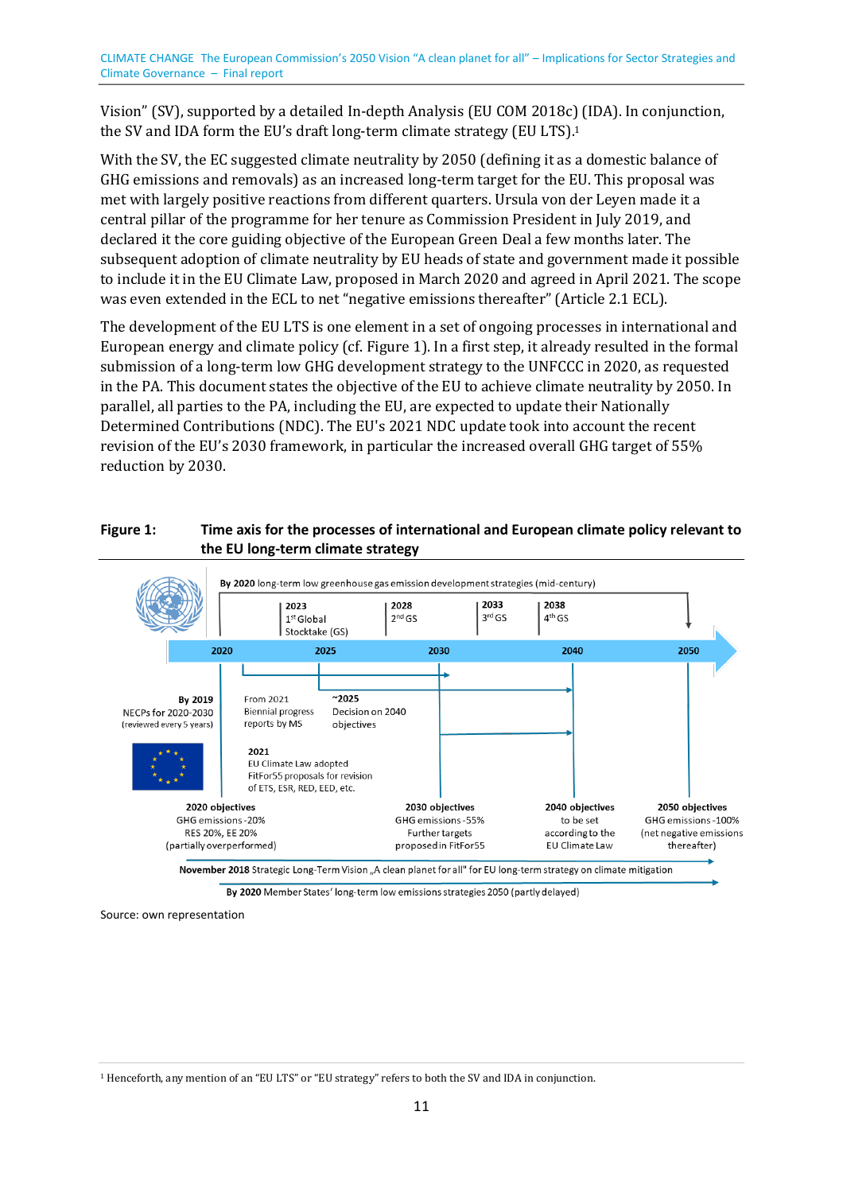Vision" (SV), supported by a detailed In-depth Analysis (EU COM 2018c) (IDA). In conjunction, the SV and IDA form the EU's draft long-term climate strategy (EU LTS).[1]

With the SV, the EC suggested climate neutrality by 2050 (defining it as a domestic balance of GHG emissions and removals) as an increased long-term target for the EU. This proposal was met with largely positive reactions from different quarters. Ursula von der Leyen made it a central pillar of the programme for her tenure as Commission President in July 2019, and declared it the core guiding objective of the European Green Deal a few months later. The subsequent adoption of climate neutrality by EU heads of state and government made it possible to include it in the EU Climate Law, proposed in March 2020 and agreed in April 2021. The scope was even extended in the ECL to net "negative emissions thereafter" (Article 2.1 ECL).

The development of the EU LTS is one element in a set of ongoing processes in international and European energy and climate policy (cf. Figure 1). In a first step, it already resulted in the formal submission of a long-term low GHG development strategy to the UNFCCC in 2020, as requested in the PA. This document states the objective of the EU to achieve climate neutrality by 2050. In parallel, all parties to the PA, including the EU, are expected to update their Nationally Determined Contributions (NDC). The EU's 2021 NDC update took into account the recent revision of the EU's 2030 framework, in particular the increased overall GHG target of 55% reduction by 2030.

**Figure 1: Time axis for the processes of international and European climate policy relevant to the EU long-term climate strategy**

**By 2020** long-term low greenhouse gas emission development strategies (mid-century)

**2023** 1st Global Stocktake (GS) | **2028** 2nd GS | **2033** 3rd GS | **2038** 4th GS

Timeline: **2020** – **2025** – **2030** – **2040** – **2050**

**By 2019** NECPs for 2020-2030 (reviewed every 5 years)

From 2021 Biennial progress reports by MS

**~2025** Decision on 2040 objectives

**2021** EU Climate Law adopted FitFor55 proposals for revision of ETS, ESR, RED, EED, etc.

**2020 objectives** GHG emissions -20% RES 20%, EE 20% (partially overperformed)

**2030 objectives** GHG emissions -55% Further targets proposed in FitFor55

**2040 objectives** to be set according to the EU Climate Law

**2050 objectives** GHG emissions -100% (net negative emissions thereafter)

**November 2018** Strategic Long-Term Vision „A clean planet for all" for EU long-term strategy on climate mitigation

**By 2020** Member States' long-term low emissions strategies 2050 (partly delayed)

Source: own representation

[1] Henceforth, any mention of an "EU LTS" or "EU strategy" refers to both the SV and IDA in conjunction.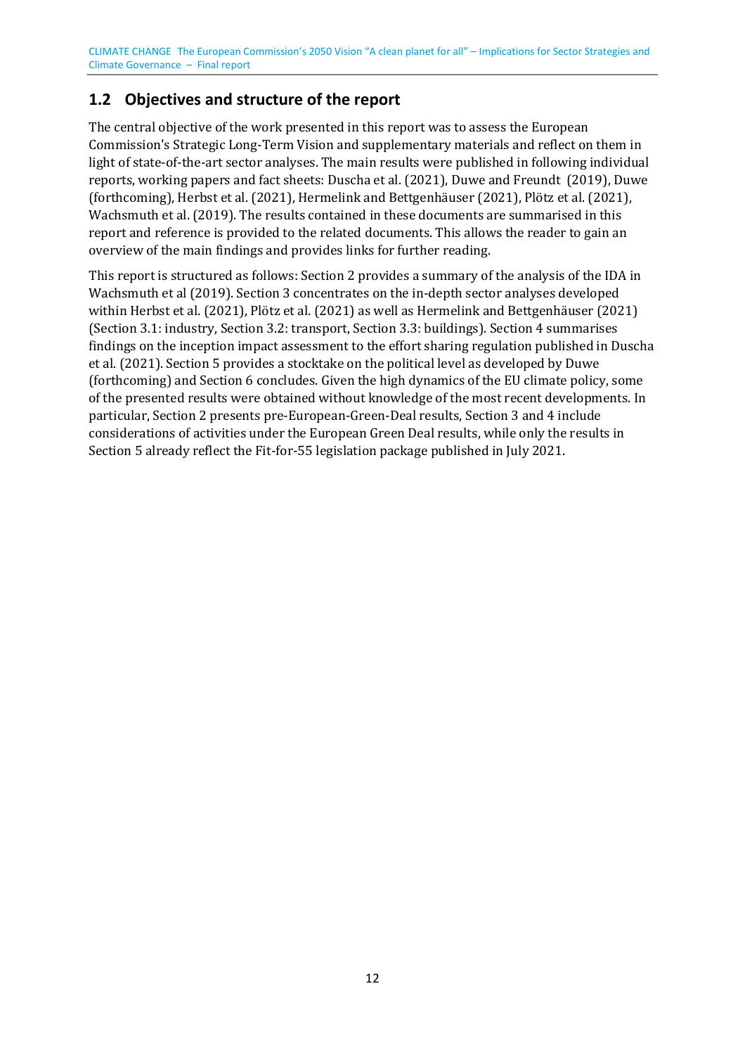## 1.2 Objectives and structure of the report

The central objective of the work presented in this report was to assess the European Commission's Strategic Long-Term Vision and supplementary materials and reflect on them in light of state-of-the-art sector analyses. The main results were published in following individual reports, working papers and fact sheets: Duscha et al. (2021), Duwe and Freundt (2019), Duwe (forthcoming), Herbst et al. (2021), Hermelink and Bettgenhäuser (2021), Plötz et al. (2021), Wachsmuth et al. (2019). The results contained in these documents are summarised in this report and reference is provided to the related documents. This allows the reader to gain an overview of the main findings and provides links for further reading.

This report is structured as follows: Section 2 provides a summary of the analysis of the IDA in Wachsmuth et al (2019). Section 3 concentrates on the in-depth sector analyses developed within Herbst et al. (2021), Plötz et al. (2021) as well as Hermelink and Bettgenhäuser (2021) (Section 3.1: industry, Section 3.2: transport, Section 3.3: buildings). Section 4 summarises findings on the inception impact assessment to the effort sharing regulation published in Duscha et al. (2021). Section 5 provides a stocktake on the political level as developed by Duwe (forthcoming) and Section 6 concludes. Given the high dynamics of the EU climate policy, some of the presented results were obtained without knowledge of the most recent developments. In particular, Section 2 presents pre-European-Green-Deal results, Section 3 and 4 include considerations of activities under the European Green Deal results, while only the results in Section 5 already reflect the Fit-for-55 legislation package published in July 2021.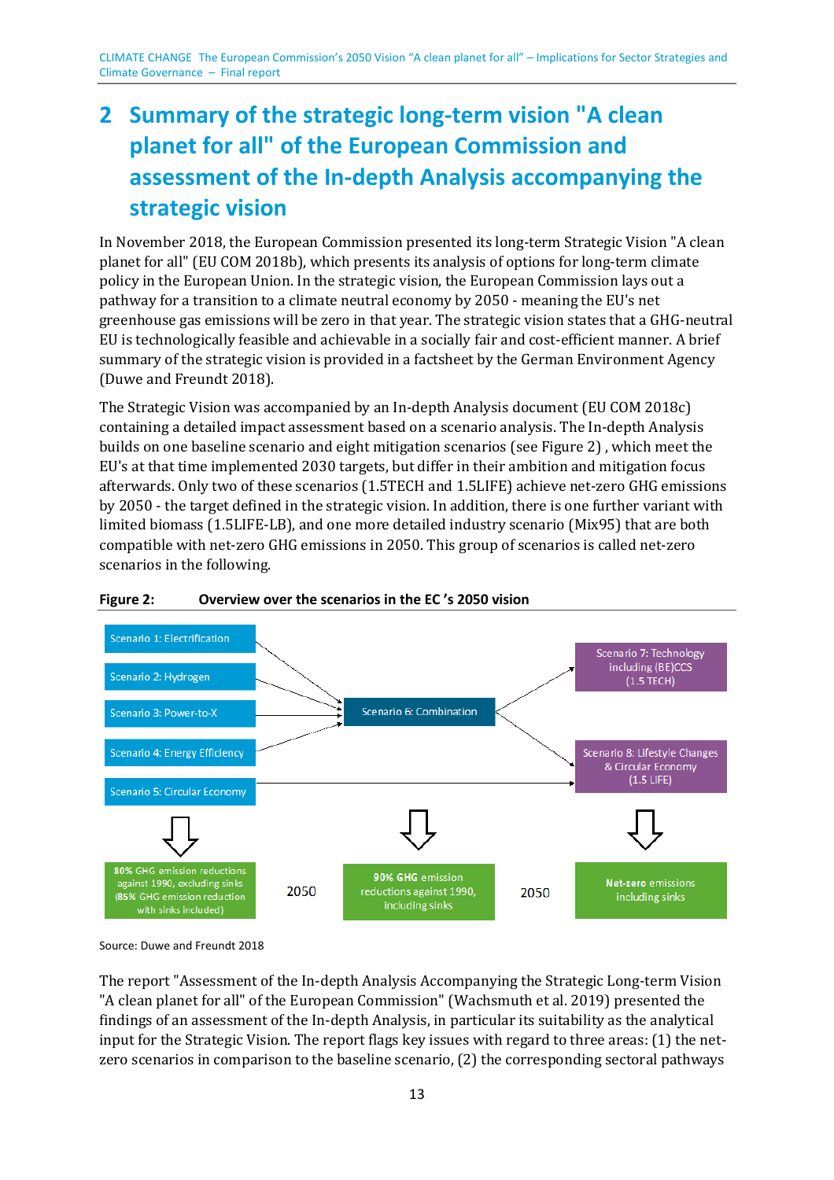# 2 Summary of the strategic long-term vision "A clean planet for all" of the European Commission and assessment of the In-depth Analysis accompanying the strategic vision

In November 2018, the European Commission presented its long-term Strategic Vision "A clean planet for all" (EU COM 2018b), which presents its analysis of options for long-term climate policy in the European Union. In the strategic vision, the European Commission lays out a pathway for a transition to a climate neutral economy by 2050 - meaning the EU's net greenhouse gas emissions will be zero in that year. The strategic vision states that a GHG-neutral EU is technologically feasible and achievable in a socially fair and cost-efficient manner. A brief summary of the strategic vision is provided in a factsheet by the German Environment Agency (Duwe and Freundt 2018).

The Strategic Vision was accompanied by an In-depth Analysis document (EU COM 2018c) containing a detailed impact assessment based on a scenario analysis. The In-depth Analysis builds on one baseline scenario and eight mitigation scenarios (see Figure 2) , which meet the EU's at that time implemented 2030 targets, but differ in their ambition and mitigation focus afterwards. Only two of these scenarios (1.5TECH and 1.5LIFE) achieve net-zero GHG emissions by 2050 - the target defined in the strategic vision. In addition, there is one further variant with limited biomass (1.5LIFE-LB), and one more detailed industry scenario (Mix95) that are both compatible with net-zero GHG emissions in 2050. This group of scenarios is called net-zero scenarios in the following.

**Figure 2: Overview over the scenarios in the EC 's 2050 vision**

Scenario 1: Electrification
Scenario 2: Hydrogen
Scenario 3: Power-to-X
Scenario 4: Energy Efficiency
Scenario 5: Circular Economy

Scenario 6: Combination

Scenario 7: Technology including (BE)CCS (1.5 TECH)
Scenario 8: Lifestyle Changes & Circular Economy (1.5 LIFE)

80% GHG emission reductions against 1990, excluding sinks (85% GHG emission reduction with sinks included) — 2050
90% GHG emission reductions against 1990, including sinks — 2050
Net-zero emissions including sinks

Source: Duwe and Freundt 2018

The report "Assessment of the In-depth Analysis Accompanying the Strategic Long-term Vision "A clean planet for all" of the European Commission" (Wachsmuth et al. 2019) presented the findings of an assessment of the In-depth Analysis, in particular its suitability as the analytical input for the Strategic Vision. The report flags key issues with regard to three areas: (1) the net-zero scenarios in comparison to the baseline scenario, (2) the corresponding sectoral pathways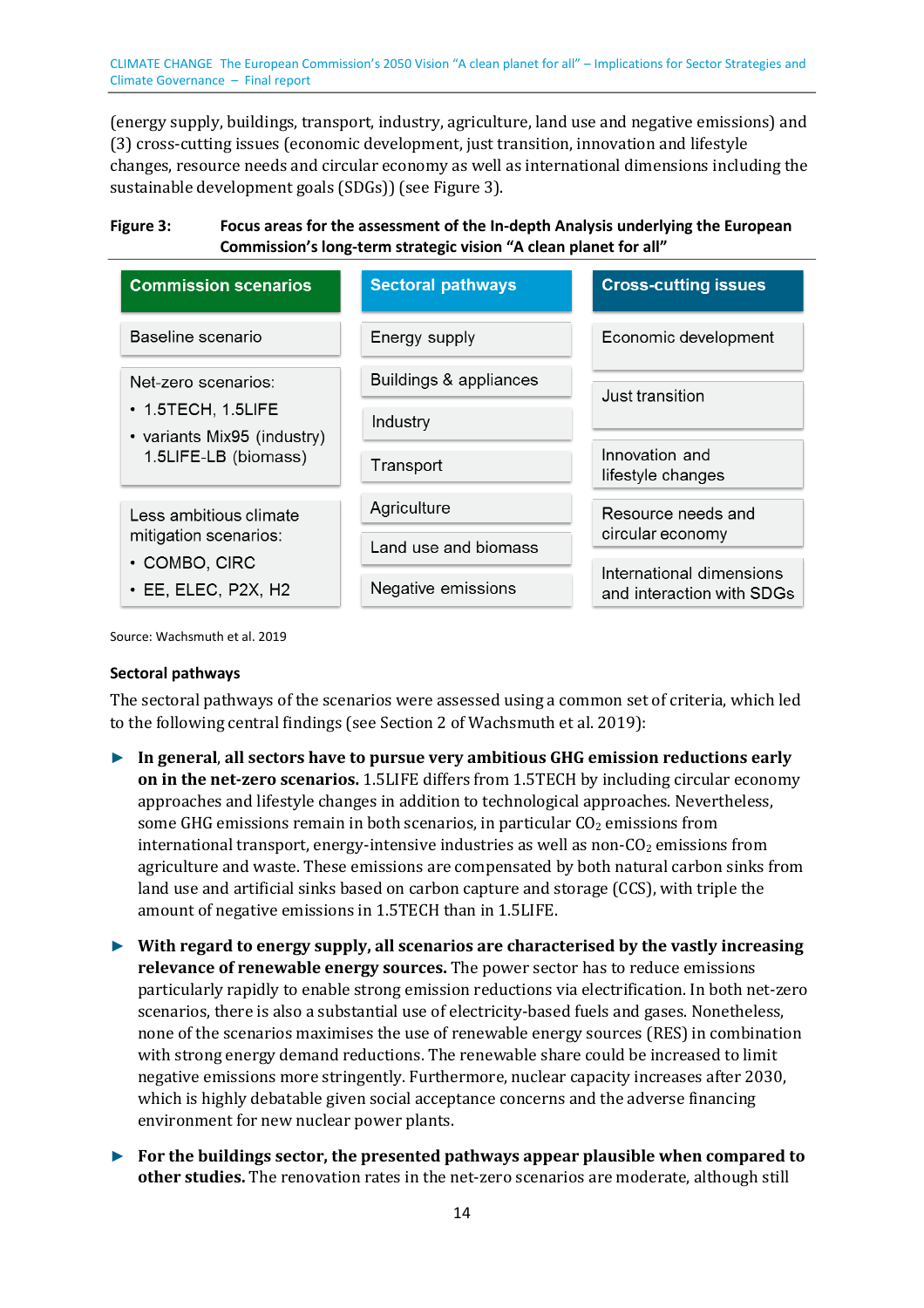(energy supply, buildings, transport, industry, agriculture, land use and negative emissions) and (3) cross-cutting issues (economic development, just transition, innovation and lifestyle changes, resource needs and circular economy as well as international dimensions including the sustainable development goals (SDGs)) (see Figure 3).

**Figure 3: Focus areas for the assessment of the In-depth Analysis underlying the European Commission's long-term strategic vision "A clean planet for all"**

| Commission scenarios | Sectoral pathways | Cross-cutting issues |
|---|---|---|
| Baseline scenario | Energy supply | Economic development |
| Net-zero scenarios:<br>• 1.5TECH, 1.5LIFE<br>• variants Mix95 (industry) 1.5LIFE-LB (biomass) | Buildings & appliances<br>Industry<br>Transport | Just transition<br>Innovation and lifestyle changes |
| Less ambitious climate mitigation scenarios:<br>• COMBO, CIRC<br>• EE, ELEC, P2X, H2 | Agriculture<br>Land use and biomass<br>Negative emissions | Resource needs and circular economy<br>International dimensions and interaction with SDGs |

Source: Wachsmuth et al. 2019

**Sectoral pathways**

The sectoral pathways of the scenarios were assessed using a common set of criteria, which led to the following central findings (see Section 2 of Wachsmuth et al. 2019):

- **In general, all sectors have to pursue very ambitious GHG emission reductions early on in the net-zero scenarios.** 1.5LIFE differs from 1.5TECH by including circular economy approaches and lifestyle changes in addition to technological approaches. Nevertheless, some GHG emissions remain in both scenarios, in particular $CO_2$ emissions from international transport, energy-intensive industries as well as non-$CO_2$ emissions from agriculture and waste. These emissions are compensated by both natural carbon sinks from land use and artificial sinks based on carbon capture and storage (CCS), with triple the amount of negative emissions in 1.5TECH than in 1.5LIFE.
- **With regard to energy supply, all scenarios are characterised by the vastly increasing relevance of renewable energy sources.** The power sector has to reduce emissions particularly rapidly to enable strong emission reductions via electrification. In both net-zero scenarios, there is also a substantial use of electricity-based fuels and gases. Nonetheless, none of the scenarios maximises the use of renewable energy sources (RES) in combination with strong energy demand reductions. The renewable share could be increased to limit negative emissions more stringently. Furthermore, nuclear capacity increases after 2030, which is highly debatable given social acceptance concerns and the adverse financing environment for new nuclear power plants.
- **For the buildings sector, the presented pathways appear plausible when compared to other studies.** The renovation rates in the net-zero scenarios are moderate, although still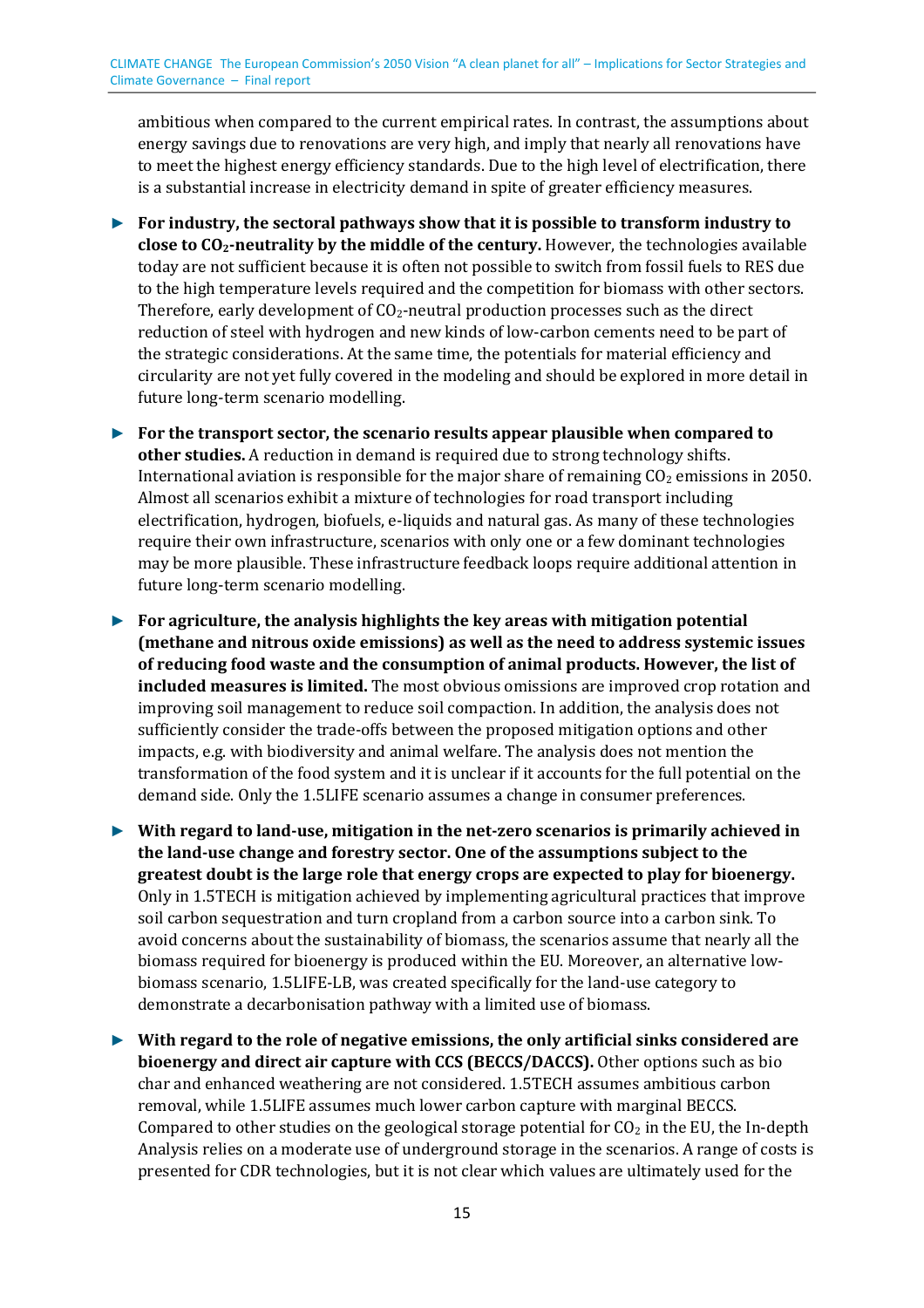ambitious when compared to the current empirical rates. In contrast, the assumptions about energy savings due to renovations are very high, and imply that nearly all renovations have to meet the highest energy efficiency standards. Due to the high level of electrification, there is a substantial increase in electricity demand in spite of greater efficiency measures.

- **For industry, the sectoral pathways show that it is possible to transform industry to close to $CO_2$-neutrality by the middle of the century.** However, the technologies available today are not sufficient because it is often not possible to switch from fossil fuels to RES due to the high temperature levels required and the competition for biomass with other sectors. Therefore, early development of $CO_2$-neutral production processes such as the direct reduction of steel with hydrogen and new kinds of low-carbon cements need to be part of the strategic considerations. At the same time, the potentials for material efficiency and circularity are not yet fully covered in the modeling and should be explored in more detail in future long-term scenario modelling.

- **For the transport sector, the scenario results appear plausible when compared to other studies.** A reduction in demand is required due to strong technology shifts. International aviation is responsible for the major share of remaining $CO_2$ emissions in 2050. Almost all scenarios exhibit a mixture of technologies for road transport including electrification, hydrogen, biofuels, e-liquids and natural gas. As many of these technologies require their own infrastructure, scenarios with only one or a few dominant technologies may be more plausible. These infrastructure feedback loops require additional attention in future long-term scenario modelling.

- **For agriculture, the analysis highlights the key areas with mitigation potential (methane and nitrous oxide emissions) as well as the need to address systemic issues of reducing food waste and the consumption of animal products. However, the list of included measures is limited.** The most obvious omissions are improved crop rotation and improving soil management to reduce soil compaction. In addition, the analysis does not sufficiently consider the trade-offs between the proposed mitigation options and other impacts, e.g. with biodiversity and animal welfare. The analysis does not mention the transformation of the food system and it is unclear if it accounts for the full potential on the demand side. Only the 1.5LIFE scenario assumes a change in consumer preferences.

- **With regard to land-use, mitigation in the net-zero scenarios is primarily achieved in the land-use change and forestry sector. One of the assumptions subject to the greatest doubt is the large role that energy crops are expected to play for bioenergy.** Only in 1.5TECH is mitigation achieved by implementing agricultural practices that improve soil carbon sequestration and turn cropland from a carbon source into a carbon sink. To avoid concerns about the sustainability of biomass, the scenarios assume that nearly all the biomass required for bioenergy is produced within the EU. Moreover, an alternative low-biomass scenario, 1.5LIFE-LB, was created specifically for the land-use category to demonstrate a decarbonisation pathway with a limited use of biomass.

- **With regard to the role of negative emissions, the only artificial sinks considered are bioenergy and direct air capture with CCS (BECCS/DACCS).** Other options such as bio char and enhanced weathering are not considered. 1.5TECH assumes ambitious carbon removal, while 1.5LIFE assumes much lower carbon capture with marginal BECCS. Compared to other studies on the geological storage potential for $CO_2$ in the EU, the In-depth Analysis relies on a moderate use of underground storage in the scenarios. A range of costs is presented for CDR technologies, but it is not clear which values are ultimately used for the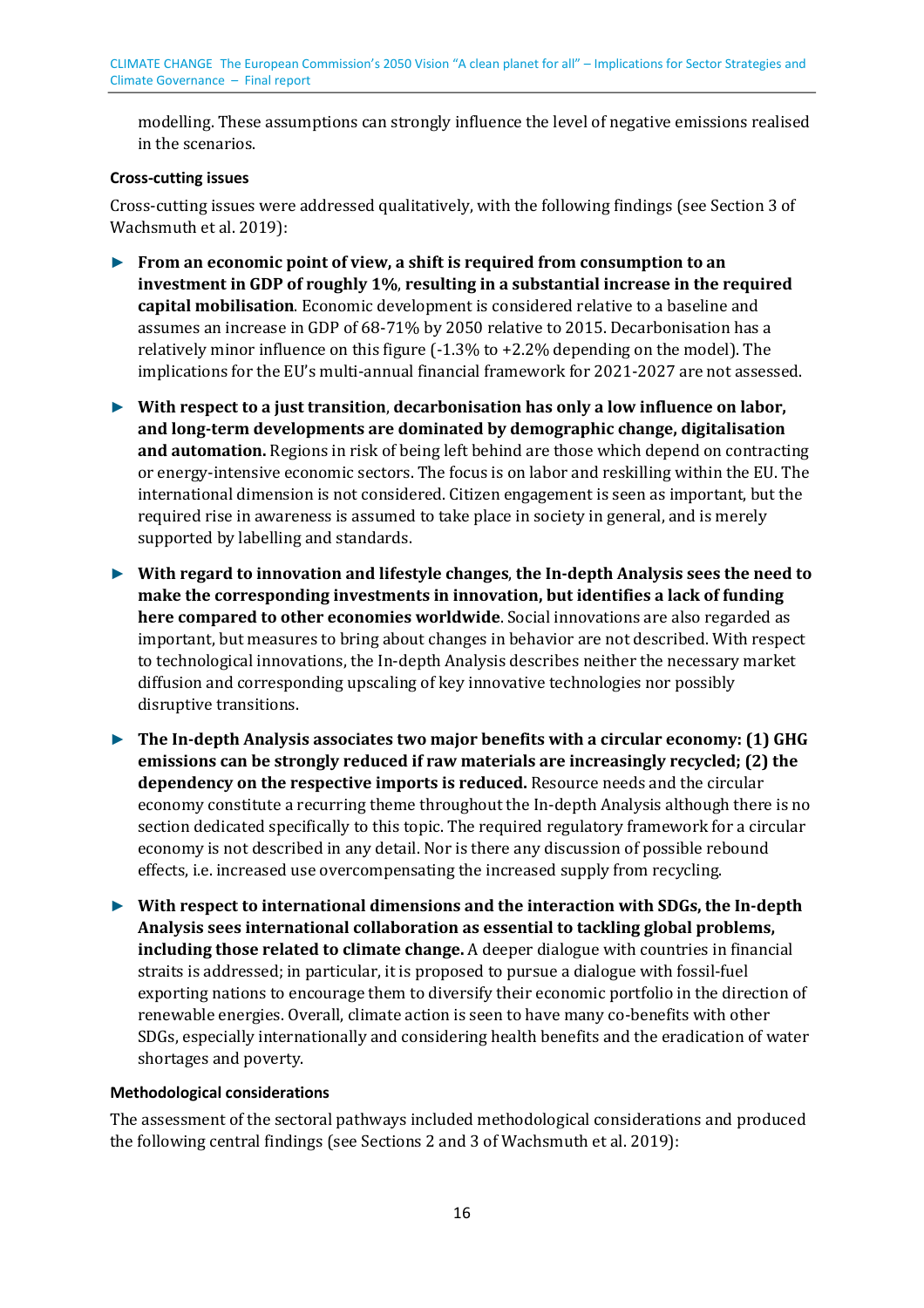modelling. These assumptions can strongly influence the level of negative emissions realised in the scenarios.

**Cross-cutting issues**

Cross-cutting issues were addressed qualitatively, with the following findings (see Section 3 of Wachsmuth et al. 2019):

- **From an economic point of view, a shift is required from consumption to an investment in GDP of roughly 1%, resulting in a substantial increase in the required capital mobilisation**. Economic development is considered relative to a baseline and assumes an increase in GDP of 68-71% by 2050 relative to 2015. Decarbonisation has a relatively minor influence on this figure (-1.3% to +2.2% depending on the model). The implications for the EU's multi-annual financial framework for 2021-2027 are not assessed.
- **With respect to a just transition, decarbonisation has only a low influence on labor, and long-term developments are dominated by demographic change, digitalisation and automation.** Regions in risk of being left behind are those which depend on contracting or energy-intensive economic sectors. The focus is on labor and reskilling within the EU. The international dimension is not considered. Citizen engagement is seen as important, but the required rise in awareness is assumed to take place in society in general, and is merely supported by labelling and standards.
- **With regard to innovation and lifestyle changes, the In-depth Analysis sees the need to make the corresponding investments in innovation, but identifies a lack of funding here compared to other economies worldwide**. Social innovations are also regarded as important, but measures to bring about changes in behavior are not described. With respect to technological innovations, the In-depth Analysis describes neither the necessary market diffusion and corresponding upscaling of key innovative technologies nor possibly disruptive transitions.
- **The In-depth Analysis associates two major benefits with a circular economy: (1) GHG emissions can be strongly reduced if raw materials are increasingly recycled; (2) the dependency on the respective imports is reduced.** Resource needs and the circular economy constitute a recurring theme throughout the In-depth Analysis although there is no section dedicated specifically to this topic. The required regulatory framework for a circular economy is not described in any detail. Nor is there any discussion of possible rebound effects, i.e. increased use overcompensating the increased supply from recycling.
- **With respect to international dimensions and the interaction with SDGs, the In-depth Analysis sees international collaboration as essential to tackling global problems, including those related to climate change.** A deeper dialogue with countries in financial straits is addressed; in particular, it is proposed to pursue a dialogue with fossil-fuel exporting nations to encourage them to diversify their economic portfolio in the direction of renewable energies. Overall, climate action is seen to have many co-benefits with other SDGs, especially internationally and considering health benefits and the eradication of water shortages and poverty.

**Methodological considerations**

The assessment of the sectoral pathways included methodological considerations and produced the following central findings (see Sections 2 and 3 of Wachsmuth et al. 2019):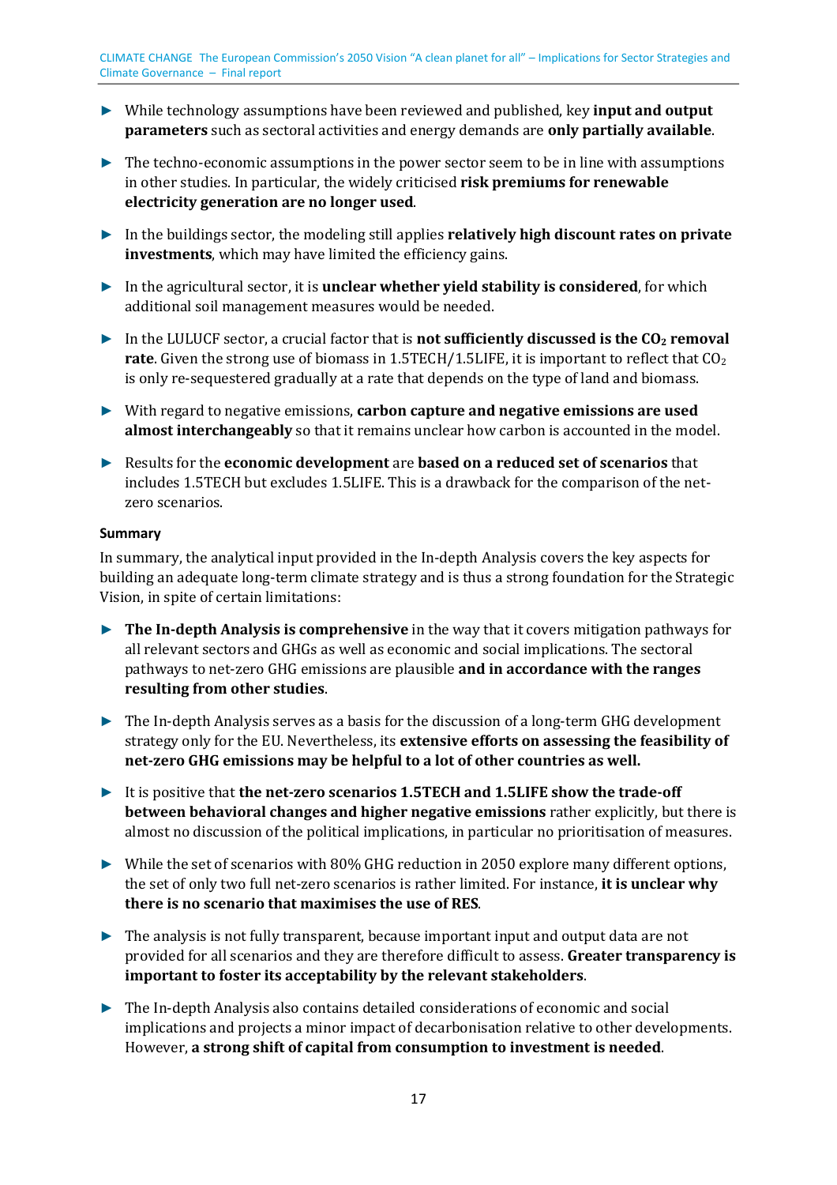- While technology assumptions have been reviewed and published, key **input and output parameters** such as sectoral activities and energy demands are **only partially available**.
- The techno-economic assumptions in the power sector seem to be in line with assumptions in other studies. In particular, the widely criticised **risk premiums for renewable electricity generation are no longer used**.
- In the buildings sector, the modeling still applies **relatively high discount rates on private investments**, which may have limited the efficiency gains.
- In the agricultural sector, it is **unclear whether yield stability is considered**, for which additional soil management measures would be needed.
- In the LULUCF sector, a crucial factor that is **not sufficiently discussed is the $CO_2$ removal rate**. Given the strong use of biomass in 1.5TECH/1.5LIFE, it is important to reflect that $CO_2$ is only re-sequestered gradually at a rate that depends on the type of land and biomass.
- With regard to negative emissions, **carbon capture and negative emissions are used almost interchangeably** so that it remains unclear how carbon is accounted in the model.
- Results for the **economic development** are **based on a reduced set of scenarios** that includes 1.5TECH but excludes 1.5LIFE. This is a drawback for the comparison of the net-zero scenarios.

**Summary**

In summary, the analytical input provided in the In-depth Analysis covers the key aspects for building an adequate long-term climate strategy and is thus a strong foundation for the Strategic Vision, in spite of certain limitations:

- **The In-depth Analysis is comprehensive** in the way that it covers mitigation pathways for all relevant sectors and GHGs as well as economic and social implications. The sectoral pathways to net-zero GHG emissions are plausible **and in accordance with the ranges resulting from other studies**.
- The In-depth Analysis serves as a basis for the discussion of a long-term GHG development strategy only for the EU. Nevertheless, its **extensive efforts on assessing the feasibility of net-zero GHG emissions may be helpful to a lot of other countries as well.**
- It is positive that **the net-zero scenarios 1.5TECH and 1.5LIFE show the trade-off between behavioral changes and higher negative emissions** rather explicitly, but there is almost no discussion of the political implications, in particular no prioritisation of measures.
- While the set of scenarios with 80% GHG reduction in 2050 explore many different options, the set of only two full net-zero scenarios is rather limited. For instance, **it is unclear why there is no scenario that maximises the use of RES**.
- The analysis is not fully transparent, because important input and output data are not provided for all scenarios and they are therefore difficult to assess. **Greater transparency is important to foster its acceptability by the relevant stakeholders**.
- The In-depth Analysis also contains detailed considerations of economic and social implications and projects a minor impact of decarbonisation relative to other developments. However, **a strong shift of capital from consumption to investment is needed**.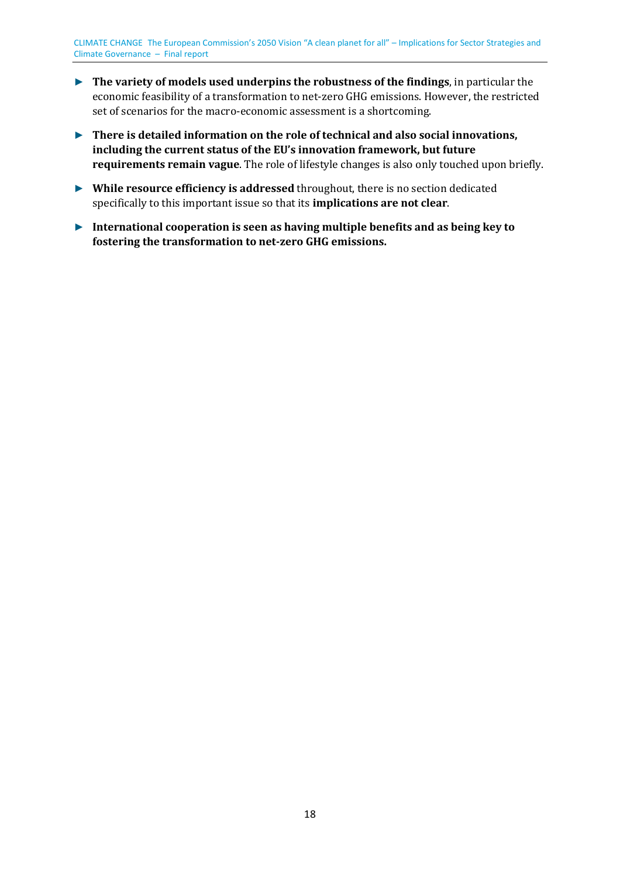- **The variety of models used underpins the robustness of the findings**, in particular the economic feasibility of a transformation to net-zero GHG emissions. However, the restricted set of scenarios for the macro-economic assessment is a shortcoming.
- **There is detailed information on the role of technical and also social innovations, including the current status of the EU's innovation framework, but future requirements remain vague**. The role of lifestyle changes is also only touched upon briefly.
- **While resource efficiency is addressed** throughout, there is no section dedicated specifically to this important issue so that its **implications are not clear**.
- **International cooperation is seen as having multiple benefits and as being key to fostering the transformation to net-zero GHG emissions.**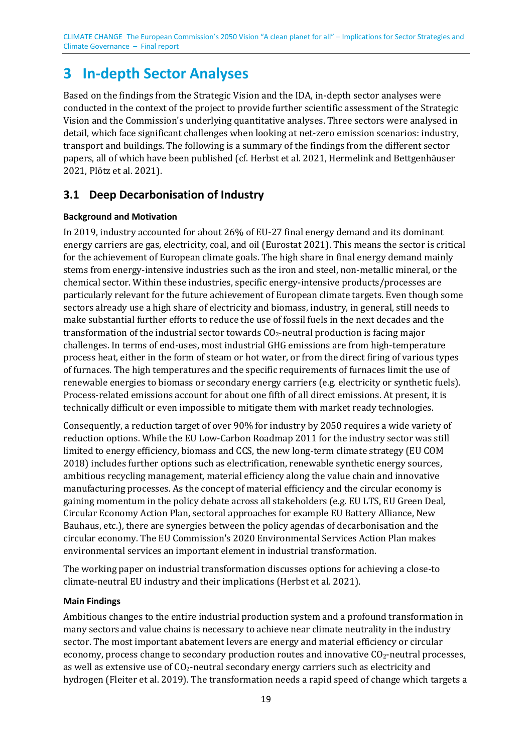# 3 In-depth Sector Analyses

Based on the findings from the Strategic Vision and the IDA, in-depth sector analyses were conducted in the context of the project to provide further scientific assessment of the Strategic Vision and the Commission's underlying quantitative analyses. Three sectors were analysed in detail, which face significant challenges when looking at net-zero emission scenarios: industry, transport and buildings. The following is a summary of the findings from the different sector papers, all of which have been published (cf. Herbst et al. 2021, Hermelink and Bettgenhäuser 2021, Plötz et al. 2021).

## 3.1 Deep Decarbonisation of Industry

**Background and Motivation**

In 2019, industry accounted for about 26% of EU-27 final energy demand and its dominant energy carriers are gas, electricity, coal, and oil (Eurostat 2021). This means the sector is critical for the achievement of European climate goals. The high share in final energy demand mainly stems from energy-intensive industries such as the iron and steel, non-metallic mineral, or the chemical sector. Within these industries, specific energy-intensive products/processes are particularly relevant for the future achievement of European climate targets. Even though some sectors already use a high share of electricity and biomass, industry, in general, still needs to make substantial further efforts to reduce the use of fossil fuels in the next decades and the transformation of the industrial sector towards $CO_2$-neutral production is facing major challenges. In terms of end-uses, most industrial GHG emissions are from high-temperature process heat, either in the form of steam or hot water, or from the direct firing of various types of furnaces. The high temperatures and the specific requirements of furnaces limit the use of renewable energies to biomass or secondary energy carriers (e.g. electricity or synthetic fuels). Process-related emissions account for about one fifth of all direct emissions. At present, it is technically difficult or even impossible to mitigate them with market ready technologies.

Consequently, a reduction target of over 90% for industry by 2050 requires a wide variety of reduction options. While the EU Low-Carbon Roadmap 2011 for the industry sector was still limited to energy efficiency, biomass and CCS, the new long-term climate strategy (EU COM 2018) includes further options such as electrification, renewable synthetic energy sources, ambitious recycling management, material efficiency along the value chain and innovative manufacturing processes. As the concept of material efficiency and the circular economy is gaining momentum in the policy debate across all stakeholders (e.g. EU LTS, EU Green Deal, Circular Economy Action Plan, sectoral approaches for example EU Battery Alliance, New Bauhaus, etc.), there are synergies between the policy agendas of decarbonisation and the circular economy. The EU Commission's 2020 Environmental Services Action Plan makes environmental services an important element in industrial transformation.

The working paper on industrial transformation discusses options for achieving a close-to climate-neutral EU industry and their implications (Herbst et al. 2021).

**Main Findings**

Ambitious changes to the entire industrial production system and a profound transformation in many sectors and value chains is necessary to achieve near climate neutrality in the industry sector. The most important abatement levers are energy and material efficiency or circular economy, process change to secondary production routes and innovative $CO_2$-neutral processes, as well as extensive use of $CO_2$-neutral secondary energy carriers such as electricity and hydrogen (Fleiter et al. 2019). The transformation needs a rapid speed of change which targets a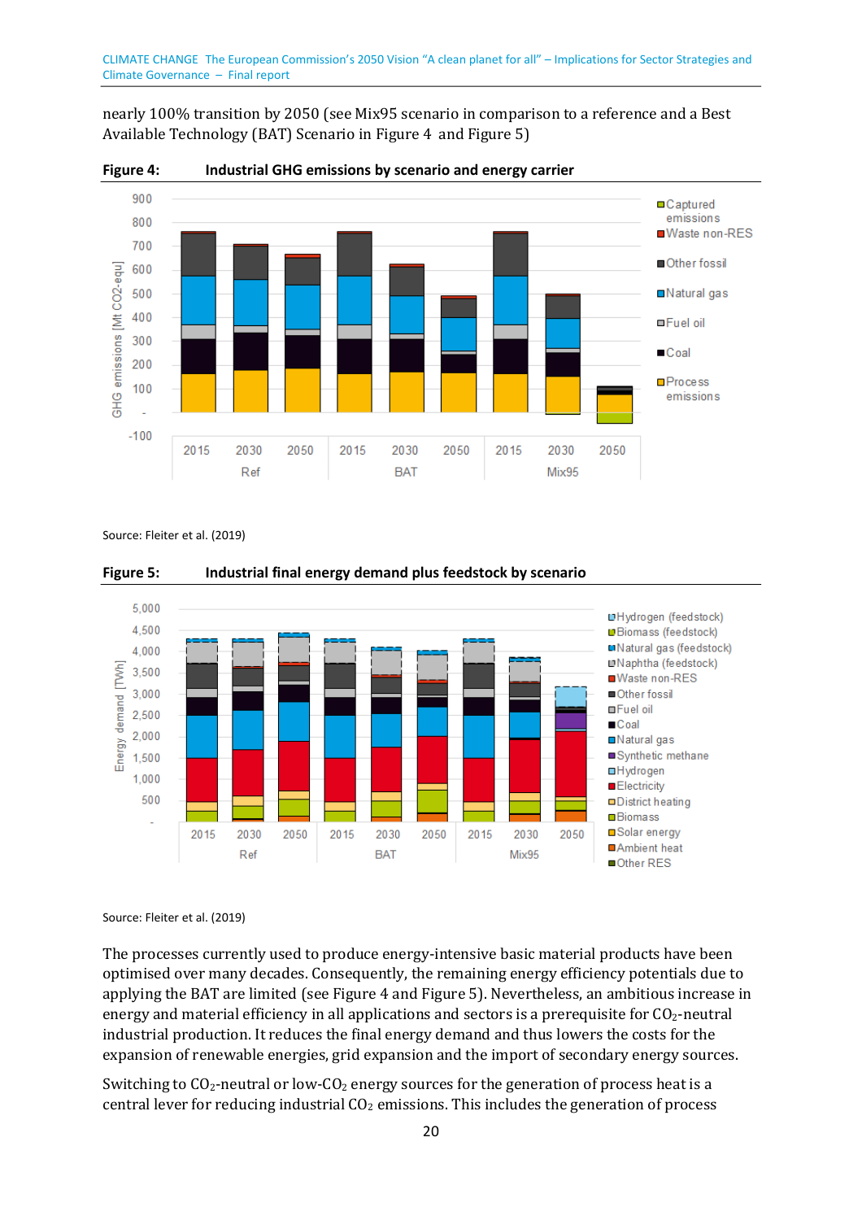nearly 100% transition by 2050 (see Mix95 scenario in comparison to a reference and a Best Available Technology (BAT) Scenario in Figure 4 and Figure 5)

**Figure 4: Industrial GHG emissions by scenario and energy carrier**

Source: Fleiter et al. (2019)

**Figure 5: Industrial final energy demand plus feedstock by scenario**

Source: Fleiter et al. (2019)

The processes currently used to produce energy-intensive basic material products have been optimised over many decades. Consequently, the remaining energy efficiency potentials due to applying the BAT are limited (see Figure 4 and Figure 5). Nevertheless, an ambitious increase in energy and material efficiency in all applications and sectors is a prerequisite for $CO_2$-neutral industrial production. It reduces the final energy demand and thus lowers the costs for the expansion of renewable energies, grid expansion and the import of secondary energy sources.

Switching to $CO_2$-neutral or low-$CO_2$ energy sources for the generation of process heat is a central lever for reducing industrial $CO_2$ emissions. This includes the generation of process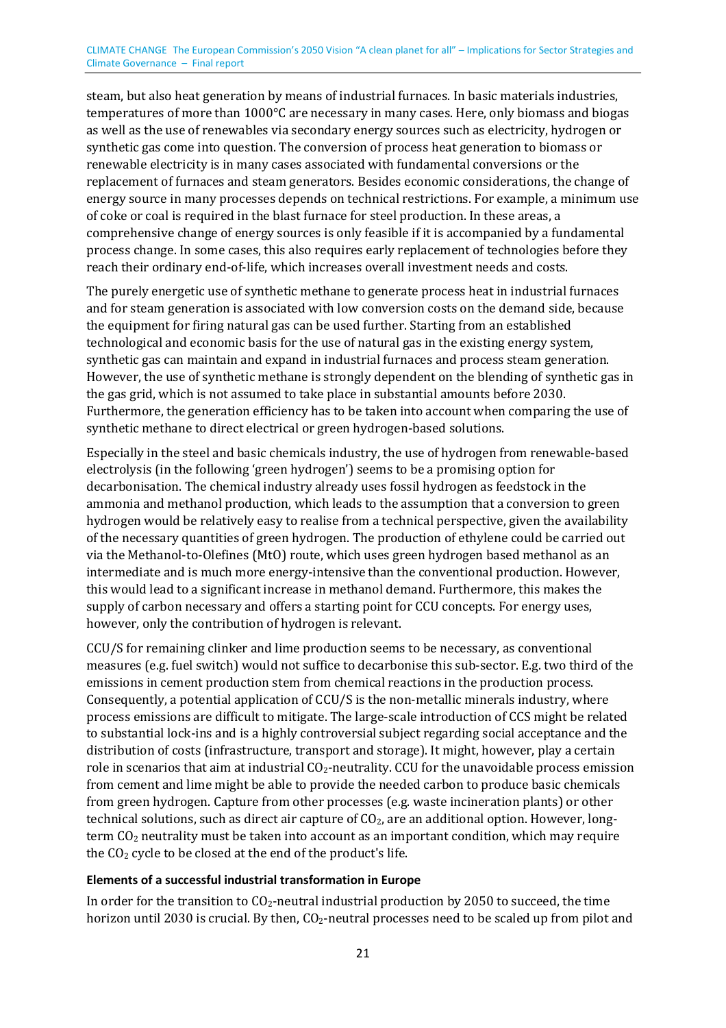steam, but also heat generation by means of industrial furnaces. In basic materials industries, temperatures of more than 1000°C are necessary in many cases. Here, only biomass and biogas as well as the use of renewables via secondary energy sources such as electricity, hydrogen or synthetic gas come into question. The conversion of process heat generation to biomass or renewable electricity is in many cases associated with fundamental conversions or the replacement of furnaces and steam generators. Besides economic considerations, the change of energy source in many processes depends on technical restrictions. For example, a minimum use of coke or coal is required in the blast furnace for steel production. In these areas, a comprehensive change of energy sources is only feasible if it is accompanied by a fundamental process change. In some cases, this also requires early replacement of technologies before they reach their ordinary end-of-life, which increases overall investment needs and costs.

The purely energetic use of synthetic methane to generate process heat in industrial furnaces and for steam generation is associated with low conversion costs on the demand side, because the equipment for firing natural gas can be used further. Starting from an established technological and economic basis for the use of natural gas in the existing energy system, synthetic gas can maintain and expand in industrial furnaces and process steam generation. However, the use of synthetic methane is strongly dependent on the blending of synthetic gas in the gas grid, which is not assumed to take place in substantial amounts before 2030. Furthermore, the generation efficiency has to be taken into account when comparing the use of synthetic methane to direct electrical or green hydrogen-based solutions.

Especially in the steel and basic chemicals industry, the use of hydrogen from renewable-based electrolysis (in the following 'green hydrogen') seems to be a promising option for decarbonisation. The chemical industry already uses fossil hydrogen as feedstock in the ammonia and methanol production, which leads to the assumption that a conversion to green hydrogen would be relatively easy to realise from a technical perspective, given the availability of the necessary quantities of green hydrogen. The production of ethylene could be carried out via the Methanol-to-Olefines (MtO) route, which uses green hydrogen based methanol as an intermediate and is much more energy-intensive than the conventional production. However, this would lead to a significant increase in methanol demand. Furthermore, this makes the supply of carbon necessary and offers a starting point for CCU concepts. For energy uses, however, only the contribution of hydrogen is relevant.

CCU/S for remaining clinker and lime production seems to be necessary, as conventional measures (e.g. fuel switch) would not suffice to decarbonise this sub-sector. E.g. two third of the emissions in cement production stem from chemical reactions in the production process. Consequently, a potential application of CCU/S is the non-metallic minerals industry, where process emissions are difficult to mitigate. The large-scale introduction of CCS might be related to substantial lock-ins and is a highly controversial subject regarding social acceptance and the distribution of costs (infrastructure, transport and storage). It might, however, play a certain role in scenarios that aim at industrial $CO_2$-neutrality. CCU for the unavoidable process emission from cement and lime might be able to provide the needed carbon to produce basic chemicals from green hydrogen. Capture from other processes (e.g. waste incineration plants) or other technical solutions, such as direct air capture of $CO_2$, are an additional option. However, long-term $CO_2$ neutrality must be taken into account as an important condition, which may require the $CO_2$ cycle to be closed at the end of the product's life.

#### Elements of a successful industrial transformation in Europe

In order for the transition to $CO_2$-neutral industrial production by 2050 to succeed, the time horizon until 2030 is crucial. By then, $CO_2$-neutral processes need to be scaled up from pilot and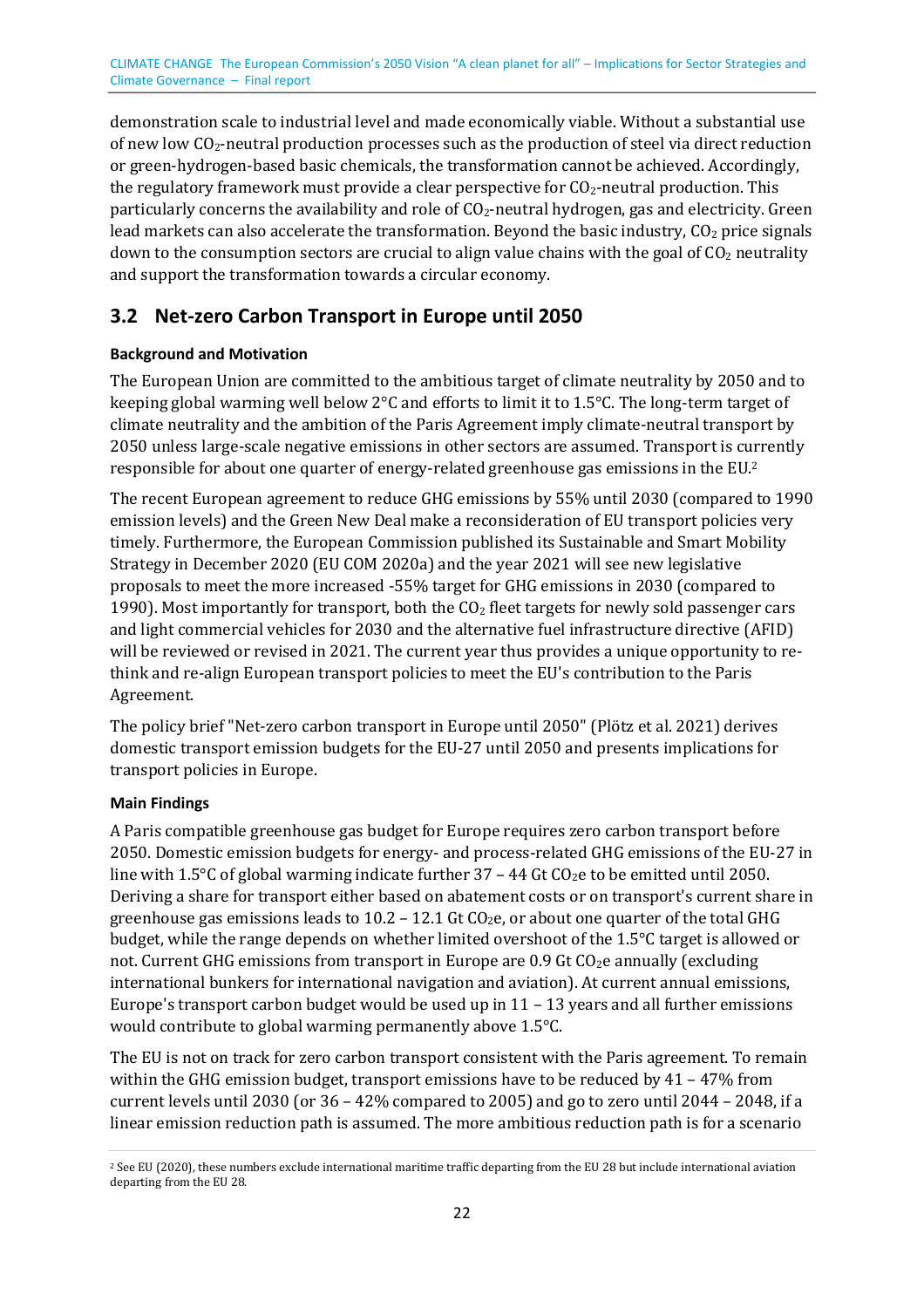demonstration scale to industrial level and made economically viable. Without a substantial use of new low $CO_2$-neutral production processes such as the production of steel via direct reduction or green-hydrogen-based basic chemicals, the transformation cannot be achieved. Accordingly, the regulatory framework must provide a clear perspective for $CO_2$-neutral production. This particularly concerns the availability and role of $CO_2$-neutral hydrogen, gas and electricity. Green lead markets can also accelerate the transformation. Beyond the basic industry, $CO_2$ price signals down to the consumption sectors are crucial to align value chains with the goal of $CO_2$ neutrality and support the transformation towards a circular economy.

## 3.2 Net-zero Carbon Transport in Europe until 2050

**Background and Motivation**

The European Union are committed to the ambitious target of climate neutrality by 2050 and to keeping global warming well below 2°C and efforts to limit it to 1.5°C. The long-term target of climate neutrality and the ambition of the Paris Agreement imply climate-neutral transport by 2050 unless large-scale negative emissions in other sectors are assumed. Transport is currently responsible for about one quarter of energy-related greenhouse gas emissions in the EU.[2]

The recent European agreement to reduce GHG emissions by 55% until 2030 (compared to 1990 emission levels) and the Green New Deal make a reconsideration of EU transport policies very timely. Furthermore, the European Commission published its Sustainable and Smart Mobility Strategy in December 2020 (EU COM 2020a) and the year 2021 will see new legislative proposals to meet the more increased -55% target for GHG emissions in 2030 (compared to 1990). Most importantly for transport, both the $CO_2$ fleet targets for newly sold passenger cars and light commercial vehicles for 2030 and the alternative fuel infrastructure directive (AFID) will be reviewed or revised in 2021. The current year thus provides a unique opportunity to re-think and re-align European transport policies to meet the EU's contribution to the Paris Agreement.

The policy brief "Net-zero carbon transport in Europe until 2050" (Plötz et al. 2021) derives domestic transport emission budgets for the EU-27 until 2050 and presents implications for transport policies in Europe.

**Main Findings**

A Paris compatible greenhouse gas budget for Europe requires zero carbon transport before 2050. Domestic emission budgets for energy- and process-related GHG emissions of the EU-27 in line with 1.5°C of global warming indicate further 37 – 44 Gt $CO_2e$ to be emitted until 2050. Deriving a share for transport either based on abatement costs or on transport's current share in greenhouse gas emissions leads to 10.2 – 12.1 Gt $CO_2e$, or about one quarter of the total GHG budget, while the range depends on whether limited overshoot of the 1.5°C target is allowed or not. Current GHG emissions from transport in Europe are 0.9 Gt $CO_2e$ annually (excluding international bunkers for international navigation and aviation). At current annual emissions, Europe's transport carbon budget would be used up in 11 – 13 years and all further emissions would contribute to global warming permanently above 1.5°C.

The EU is not on track for zero carbon transport consistent with the Paris agreement. To remain within the GHG emission budget, transport emissions have to be reduced by 41 – 47% from current levels until 2030 (or 36 – 42% compared to 2005) and go to zero until 2044 – 2048, if a linear emission reduction path is assumed. The more ambitious reduction path is for a scenario

[2] See EU (2020), these numbers exclude international maritime traffic departing from the EU 28 but include international aviation departing from the EU 28.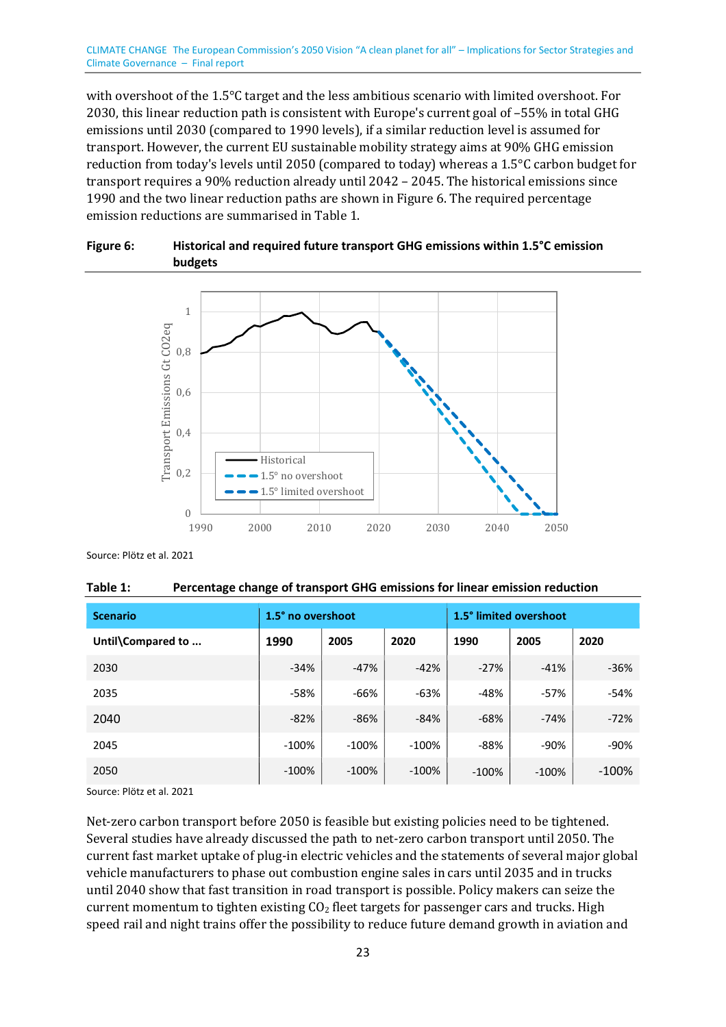with overshoot of the 1.5°C target and the less ambitious scenario with limited overshoot. For 2030, this linear reduction path is consistent with Europe's current goal of –55% in total GHG emissions until 2030 (compared to 1990 levels), if a similar reduction level is assumed for transport. However, the current EU sustainable mobility strategy aims at 90% GHG emission reduction from today's levels until 2050 (compared to today) whereas a 1.5°C carbon budget for transport requires a 90% reduction already until 2042 – 2045. The historical emissions since 1990 and the two linear reduction paths are shown in Figure 6. The required percentage emission reductions are summarised in Table 1.

**Figure 6: Historical and required future transport GHG emissions within 1.5°C emission budgets**

Source: Plötz et al. 2021

**Table 1: Percentage change of transport GHG emissions for linear emission reduction**

| Scenario | 1.5° no overshoot | | | 1.5° limited overshoot | | |
|---|---|---|---|---|---|---|
| Until\Compared to ... | 1990 | 2005 | 2020 | 1990 | 2005 | 2020 |
| 2030 | -34% | -47% | -42% | -27% | -41% | -36% |
| 2035 | -58% | -66% | -63% | -48% | -57% | -54% |
| 2040 | -82% | -86% | -84% | -68% | -74% | -72% |
| 2045 | -100% | -100% | -100% | -88% | -90% | -90% |
| 2050 | -100% | -100% | -100% | -100% | -100% | -100% |

Source: Plötz et al. 2021

Net-zero carbon transport before 2050 is feasible but existing policies need to be tightened. Several studies have already discussed the path to net-zero carbon transport until 2050. The current fast market uptake of plug-in electric vehicles and the statements of several major global vehicle manufacturers to phase out combustion engine sales in cars until 2035 and in trucks until 2040 show that fast transition in road transport is possible. Policy makers can seize the current momentum to tighten existing $CO_2$ fleet targets for passenger cars and trucks. High speed rail and night trains offer the possibility to reduce future demand growth in aviation and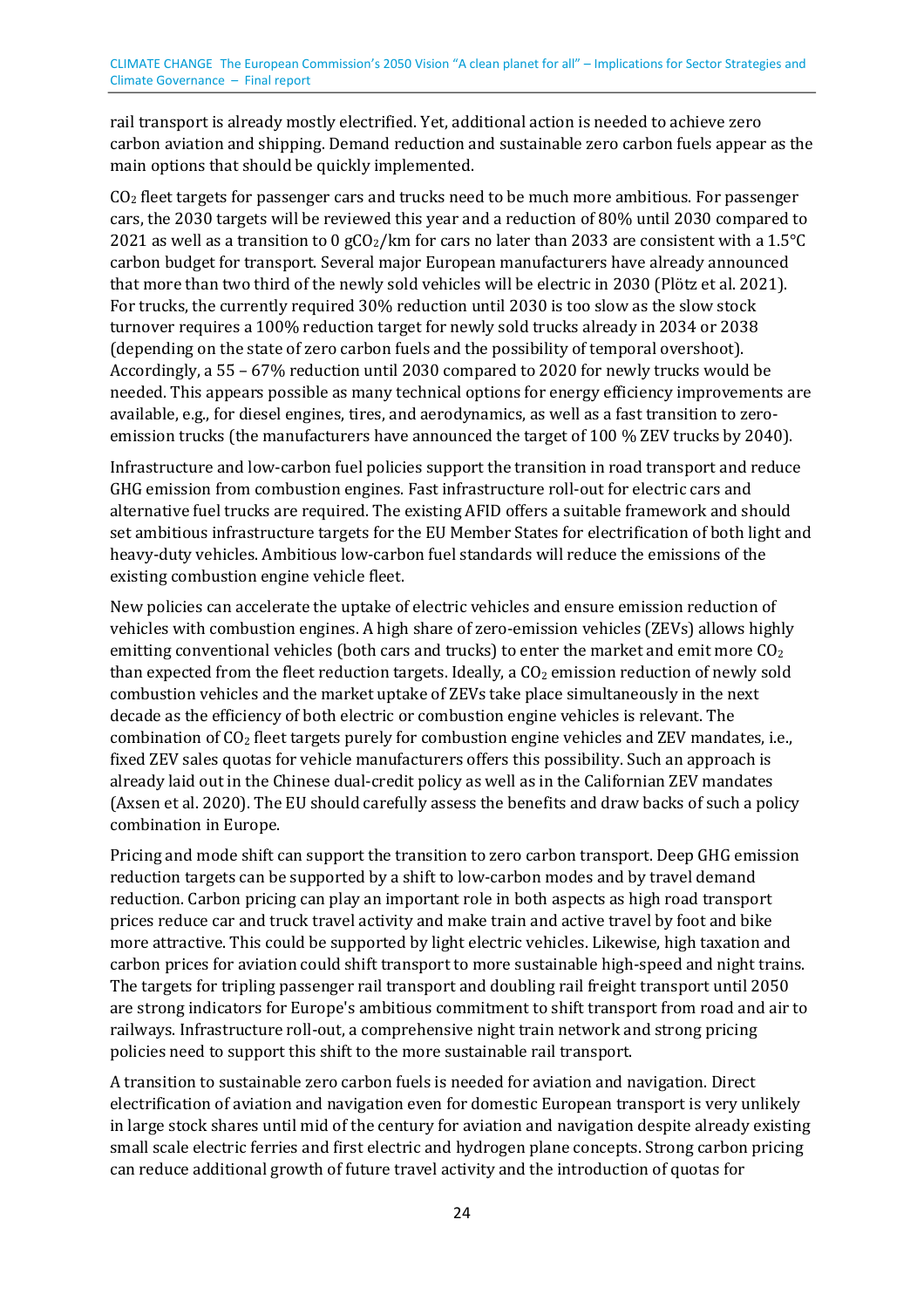rail transport is already mostly electrified. Yet, additional action is needed to achieve zero carbon aviation and shipping. Demand reduction and sustainable zero carbon fuels appear as the main options that should be quickly implemented.

$CO_2$ fleet targets for passenger cars and trucks need to be much more ambitious. For passenger cars, the 2030 targets will be reviewed this year and a reduction of 80% until 2030 compared to 2021 as well as a transition to 0 $gCO_2$/km for cars no later than 2033 are consistent with a 1.5°C carbon budget for transport. Several major European manufacturers have already announced that more than two third of the newly sold vehicles will be electric in 2030 (Plötz et al. 2021). For trucks, the currently required 30% reduction until 2030 is too slow as the slow stock turnover requires a 100% reduction target for newly sold trucks already in 2034 or 2038 (depending on the state of zero carbon fuels and the possibility of temporal overshoot). Accordingly, a 55 – 67% reduction until 2030 compared to 2020 for newly trucks would be needed. This appears possible as many technical options for energy efficiency improvements are available, e.g., for diesel engines, tires, and aerodynamics, as well as a fast transition to zero-emission trucks (the manufacturers have announced the target of 100 % ZEV trucks by 2040).

Infrastructure and low-carbon fuel policies support the transition in road transport and reduce GHG emission from combustion engines. Fast infrastructure roll-out for electric cars and alternative fuel trucks are required. The existing AFID offers a suitable framework and should set ambitious infrastructure targets for the EU Member States for electrification of both light and heavy-duty vehicles. Ambitious low-carbon fuel standards will reduce the emissions of the existing combustion engine vehicle fleet.

New policies can accelerate the uptake of electric vehicles and ensure emission reduction of vehicles with combustion engines. A high share of zero-emission vehicles (ZEVs) allows highly emitting conventional vehicles (both cars and trucks) to enter the market and emit more $CO_2$ than expected from the fleet reduction targets. Ideally, a $CO_2$ emission reduction of newly sold combustion vehicles and the market uptake of ZEVs take place simultaneously in the next decade as the efficiency of both electric or combustion engine vehicles is relevant. The combination of $CO_2$ fleet targets purely for combustion engine vehicles and ZEV mandates, i.e., fixed ZEV sales quotas for vehicle manufacturers offers this possibility. Such an approach is already laid out in the Chinese dual-credit policy as well as in the Californian ZEV mandates (Axsen et al. 2020). The EU should carefully assess the benefits and draw backs of such a policy combination in Europe.

Pricing and mode shift can support the transition to zero carbon transport. Deep GHG emission reduction targets can be supported by a shift to low-carbon modes and by travel demand reduction. Carbon pricing can play an important role in both aspects as high road transport prices reduce car and truck travel activity and make train and active travel by foot and bike more attractive. This could be supported by light electric vehicles. Likewise, high taxation and carbon prices for aviation could shift transport to more sustainable high-speed and night trains. The targets for tripling passenger rail transport and doubling rail freight transport until 2050 are strong indicators for Europe's ambitious commitment to shift transport from road and air to railways. Infrastructure roll-out, a comprehensive night train network and strong pricing policies need to support this shift to the more sustainable rail transport.

A transition to sustainable zero carbon fuels is needed for aviation and navigation. Direct electrification of aviation and navigation even for domestic European transport is very unlikely in large stock shares until mid of the century for aviation and navigation despite already existing small scale electric ferries and first electric and hydrogen plane concepts. Strong carbon pricing can reduce additional growth of future travel activity and the introduction of quotas for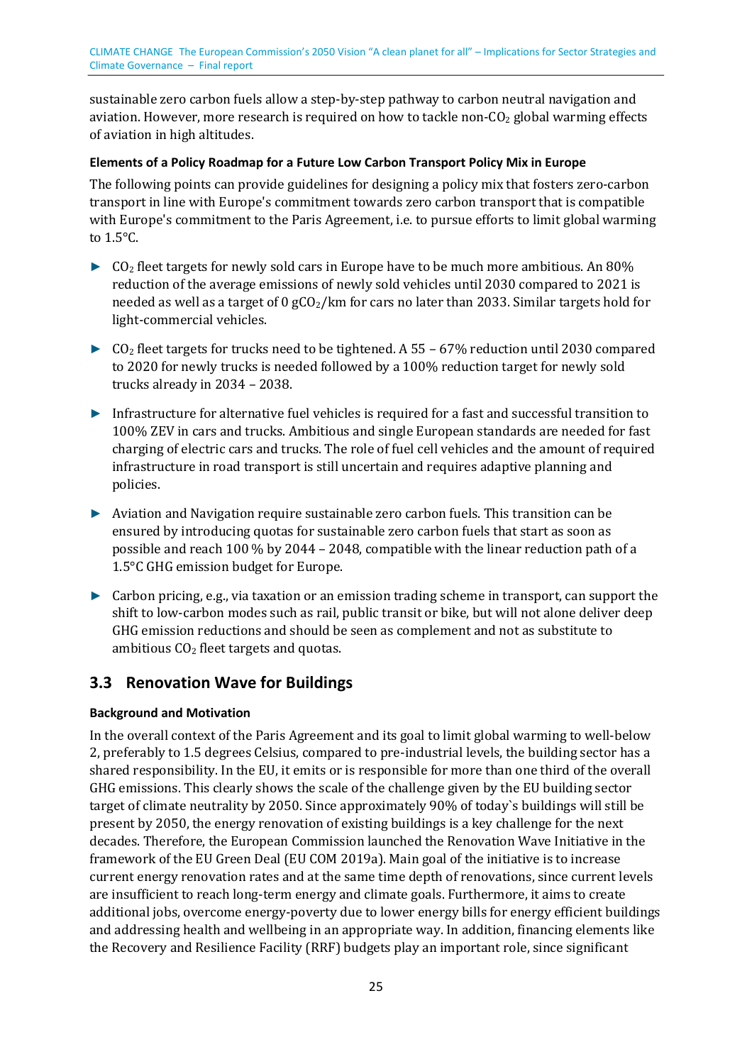sustainable zero carbon fuels allow a step-by-step pathway to carbon neutral navigation and aviation. However, more research is required on how to tackle non-$CO_2$ global warming effects of aviation in high altitudes.

**Elements of a Policy Roadmap for a Future Low Carbon Transport Policy Mix in Europe**

The following points can provide guidelines for designing a policy mix that fosters zero-carbon transport in line with Europe's commitment towards zero carbon transport that is compatible with Europe's commitment to the Paris Agreement, i.e. to pursue efforts to limit global warming to 1.5°C.

- $CO_2$ fleet targets for newly sold cars in Europe have to be much more ambitious. An 80% reduction of the average emissions of newly sold vehicles until 2030 compared to 2021 is needed as well as a target of 0 $gCO_2$/km for cars no later than 2033. Similar targets hold for light-commercial vehicles.
- $CO_2$ fleet targets for trucks need to be tightened. A 55 – 67% reduction until 2030 compared to 2020 for newly trucks is needed followed by a 100% reduction target for newly sold trucks already in 2034 – 2038.
- Infrastructure for alternative fuel vehicles is required for a fast and successful transition to 100% ZEV in cars and trucks. Ambitious and single European standards are needed for fast charging of electric cars and trucks. The role of fuel cell vehicles and the amount of required infrastructure in road transport is still uncertain and requires adaptive planning and policies.
- Aviation and Navigation require sustainable zero carbon fuels. This transition can be ensured by introducing quotas for sustainable zero carbon fuels that start as soon as possible and reach 100 % by 2044 – 2048, compatible with the linear reduction path of a 1.5°C GHG emission budget for Europe.
- Carbon pricing, e.g., via taxation or an emission trading scheme in transport, can support the shift to low-carbon modes such as rail, public transit or bike, but will not alone deliver deep GHG emission reductions and should be seen as complement and not as substitute to ambitious $CO_2$ fleet targets and quotas.

## 3.3 Renovation Wave for Buildings

**Background and Motivation**

In the overall context of the Paris Agreement and its goal to limit global warming to well-below 2, preferably to 1.5 degrees Celsius, compared to pre-industrial levels, the building sector has a shared responsibility. In the EU, it emits or is responsible for more than one third of the overall GHG emissions. This clearly shows the scale of the challenge given by the EU building sector target of climate neutrality by 2050. Since approximately 90% of today`s buildings will still be present by 2050, the energy renovation of existing buildings is a key challenge for the next decades. Therefore, the European Commission launched the Renovation Wave Initiative in the framework of the EU Green Deal (EU COM 2019a). Main goal of the initiative is to increase current energy renovation rates and at the same time depth of renovations, since current levels are insufficient to reach long-term energy and climate goals. Furthermore, it aims to create additional jobs, overcome energy-poverty due to lower energy bills for energy efficient buildings and addressing health and wellbeing in an appropriate way. In addition, financing elements like the Recovery and Resilience Facility (RRF) budgets play an important role, since significant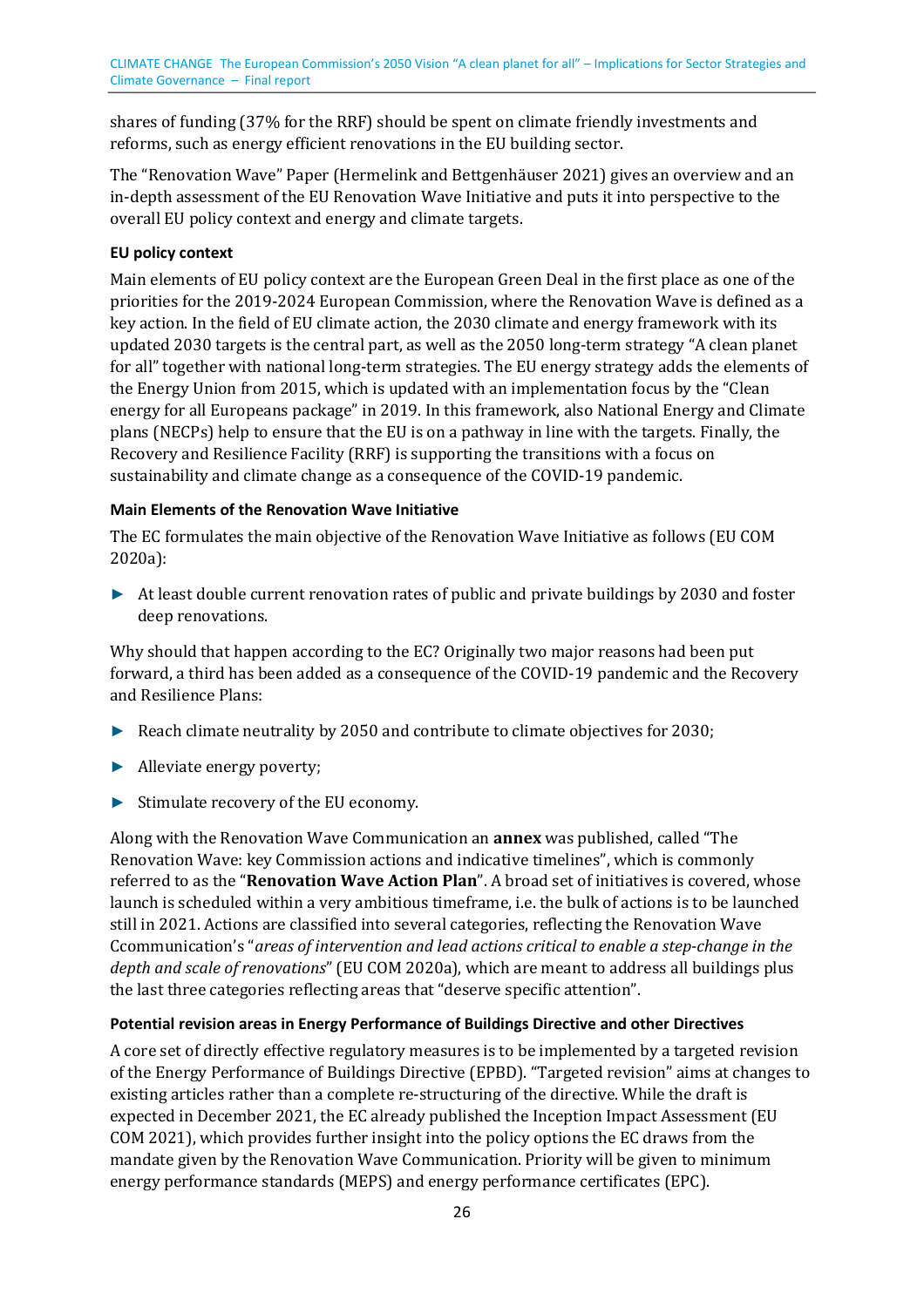shares of funding (37% for the RRF) should be spent on climate friendly investments and reforms, such as energy efficient renovations in the EU building sector.

The "Renovation Wave" Paper (Hermelink and Bettgenhäuser 2021) gives an overview and an in-depth assessment of the EU Renovation Wave Initiative and puts it into perspective to the overall EU policy context and energy and climate targets.

**EU policy context**

Main elements of EU policy context are the European Green Deal in the first place as one of the priorities for the 2019-2024 European Commission, where the Renovation Wave is defined as a key action. In the field of EU climate action, the 2030 climate and energy framework with its updated 2030 targets is the central part, as well as the 2050 long-term strategy "A clean planet for all" together with national long-term strategies. The EU energy strategy adds the elements of the Energy Union from 2015, which is updated with an implementation focus by the "Clean energy for all Europeans package" in 2019. In this framework, also National Energy and Climate plans (NECPs) help to ensure that the EU is on a pathway in line with the targets. Finally, the Recovery and Resilience Facility (RRF) is supporting the transitions with a focus on sustainability and climate change as a consequence of the COVID-19 pandemic.

**Main Elements of the Renovation Wave Initiative**

The EC formulates the main objective of the Renovation Wave Initiative as follows (EU COM 2020a):

- At least double current renovation rates of public and private buildings by 2030 and foster deep renovations.

Why should that happen according to the EC? Originally two major reasons had been put forward, a third has been added as a consequence of the COVID-19 pandemic and the Recovery and Resilience Plans:

- Reach climate neutrality by 2050 and contribute to climate objectives for 2030;
- Alleviate energy poverty;
- Stimulate recovery of the EU economy.

Along with the Renovation Wave Communication an **annex** was published, called "The Renovation Wave: key Commission actions and indicative timelines", which is commonly referred to as the "**Renovation Wave Action Plan**". A broad set of initiatives is covered, whose launch is scheduled within a very ambitious timeframe, i.e. the bulk of actions is to be launched still in 2021. Actions are classified into several categories, reflecting the Renovation Wave Ccommunication's "*areas of intervention and lead actions critical to enable a step-change in the depth and scale of renovations*" (EU COM 2020a), which are meant to address all buildings plus the last three categories reflecting areas that "deserve specific attention".

**Potential revision areas in Energy Performance of Buildings Directive and other Directives**

A core set of directly effective regulatory measures is to be implemented by a targeted revision of the Energy Performance of Buildings Directive (EPBD). "Targeted revision" aims at changes to existing articles rather than a complete re-structuring of the directive. While the draft is expected in December 2021, the EC already published the Inception Impact Assessment (EU COM 2021), which provides further insight into the policy options the EC draws from the mandate given by the Renovation Wave Communication. Priority will be given to minimum energy performance standards (MEPS) and energy performance certificates (EPC).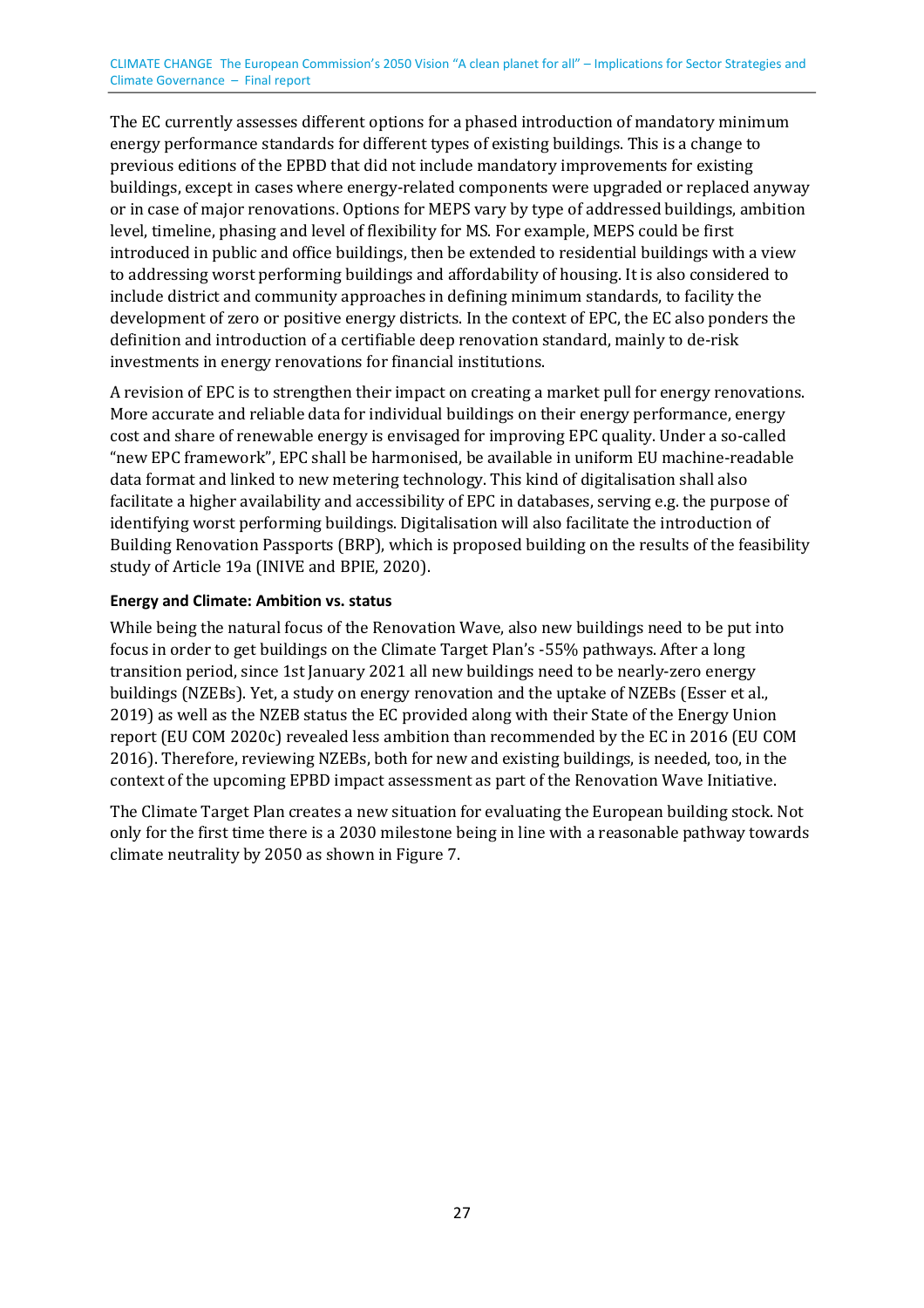The EC currently assesses different options for a phased introduction of mandatory minimum energy performance standards for different types of existing buildings. This is a change to previous editions of the EPBD that did not include mandatory improvements for existing buildings, except in cases where energy-related components were upgraded or replaced anyway or in case of major renovations. Options for MEPS vary by type of addressed buildings, ambition level, timeline, phasing and level of flexibility for MS. For example, MEPS could be first introduced in public and office buildings, then be extended to residential buildings with a view to addressing worst performing buildings and affordability of housing. It is also considered to include district and community approaches in defining minimum standards, to facility the development of zero or positive energy districts. In the context of EPC, the EC also ponders the definition and introduction of a certifiable deep renovation standard, mainly to de-risk investments in energy renovations for financial institutions.

A revision of EPC is to strengthen their impact on creating a market pull for energy renovations. More accurate and reliable data for individual buildings on their energy performance, energy cost and share of renewable energy is envisaged for improving EPC quality. Under a so-called "new EPC framework", EPC shall be harmonised, be available in uniform EU machine-readable data format and linked to new metering technology. This kind of digitalisation shall also facilitate a higher availability and accessibility of EPC in databases, serving e.g. the purpose of identifying worst performing buildings. Digitalisation will also facilitate the introduction of Building Renovation Passports (BRP), which is proposed building on the results of the feasibility study of Article 19a (INIVE and BPIE, 2020).

**Energy and Climate: Ambition vs. status**

While being the natural focus of the Renovation Wave, also new buildings need to be put into focus in order to get buildings on the Climate Target Plan's -55% pathways. After a long transition period, since 1st January 2021 all new buildings need to be nearly-zero energy buildings (NZEBs). Yet, a study on energy renovation and the uptake of NZEBs (Esser et al., 2019) as well as the NZEB status the EC provided along with their State of the Energy Union report (EU COM 2020c) revealed less ambition than recommended by the EC in 2016 (EU COM 2016). Therefore, reviewing NZEBs, both for new and existing buildings, is needed, too, in the context of the upcoming EPBD impact assessment as part of the Renovation Wave Initiative.

The Climate Target Plan creates a new situation for evaluating the European building stock. Not only for the first time there is a 2030 milestone being in line with a reasonable pathway towards climate neutrality by 2050 as shown in Figure 7.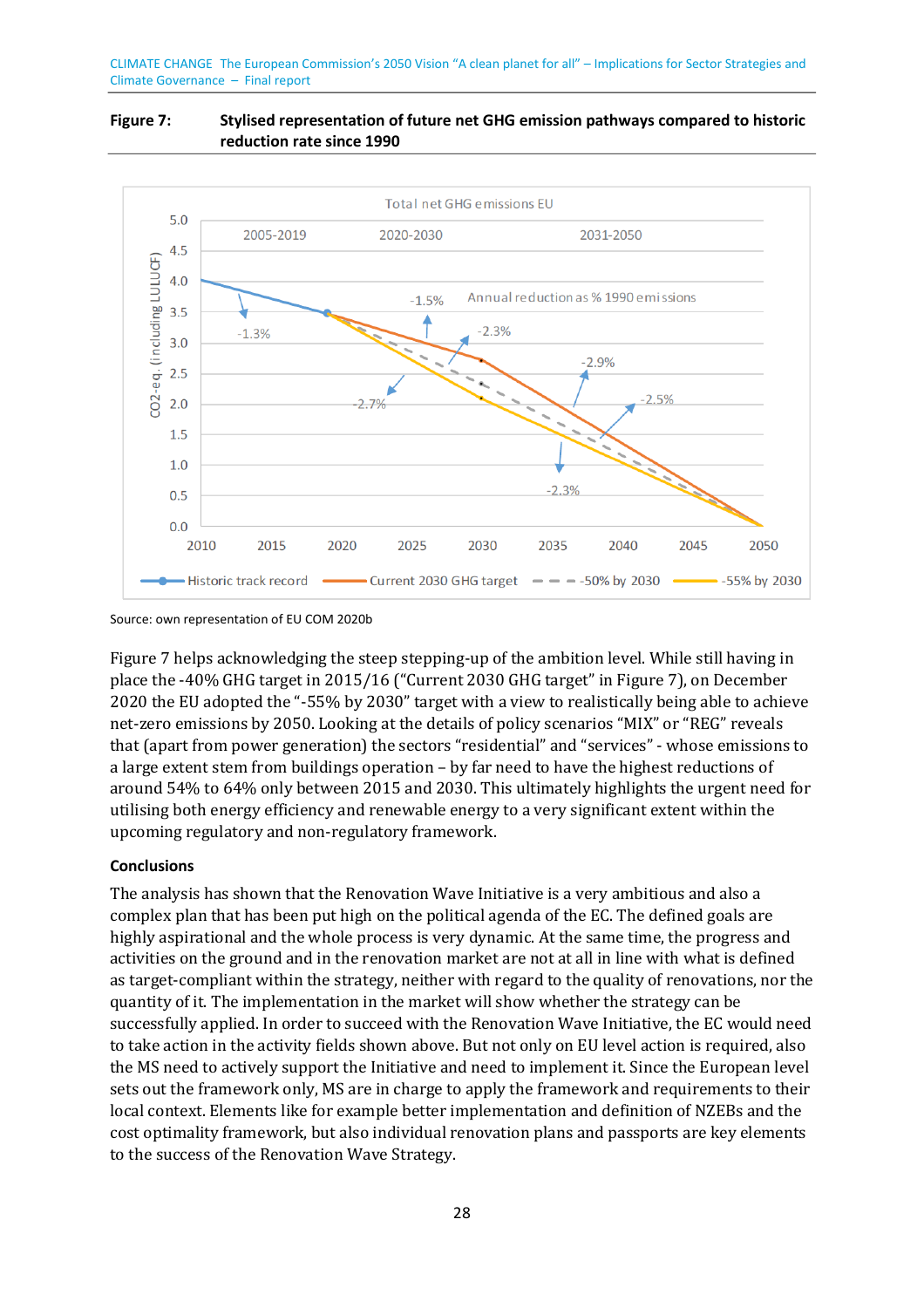**Figure 7: Stylised representation of future net GHG emission pathways compared to historic reduction rate since 1990**

Source: own representation of EU COM 2020b

Figure 7 helps acknowledging the steep stepping-up of the ambition level. While still having in place the -40% GHG target in 2015/16 (“Current 2030 GHG target” in Figure 7), on December 2020 the EU adopted the “-55% by 2030” target with a view to realistically being able to achieve net-zero emissions by 2050. Looking at the details of policy scenarios “MIX” or “REG” reveals that (apart from power generation) the sectors “residential” and “services” - whose emissions to a large extent stem from buildings operation – by far need to have the highest reductions of around 54% to 64% only between 2015 and 2030. This ultimately highlights the urgent need for utilising both energy efficiency and renewable energy to a very significant extent within the upcoming regulatory and non-regulatory framework.

**Conclusions**

The analysis has shown that the Renovation Wave Initiative is a very ambitious and also a complex plan that has been put high on the political agenda of the EC. The defined goals are highly aspirational and the whole process is very dynamic. At the same time, the progress and activities on the ground and in the renovation market are not at all in line with what is defined as target-compliant within the strategy, neither with regard to the quality of renovations, nor the quantity of it. The implementation in the market will show whether the strategy can be successfully applied. In order to succeed with the Renovation Wave Initiative, the EC would need to take action in the activity fields shown above. But not only on EU level action is required, also the MS need to actively support the Initiative and need to implement it. Since the European level sets out the framework only, MS are in charge to apply the framework and requirements to their local context. Elements like for example better implementation and definition of NZEBs and the cost optimality framework, but also individual renovation plans and passports are key elements to the success of the Renovation Wave Strategy.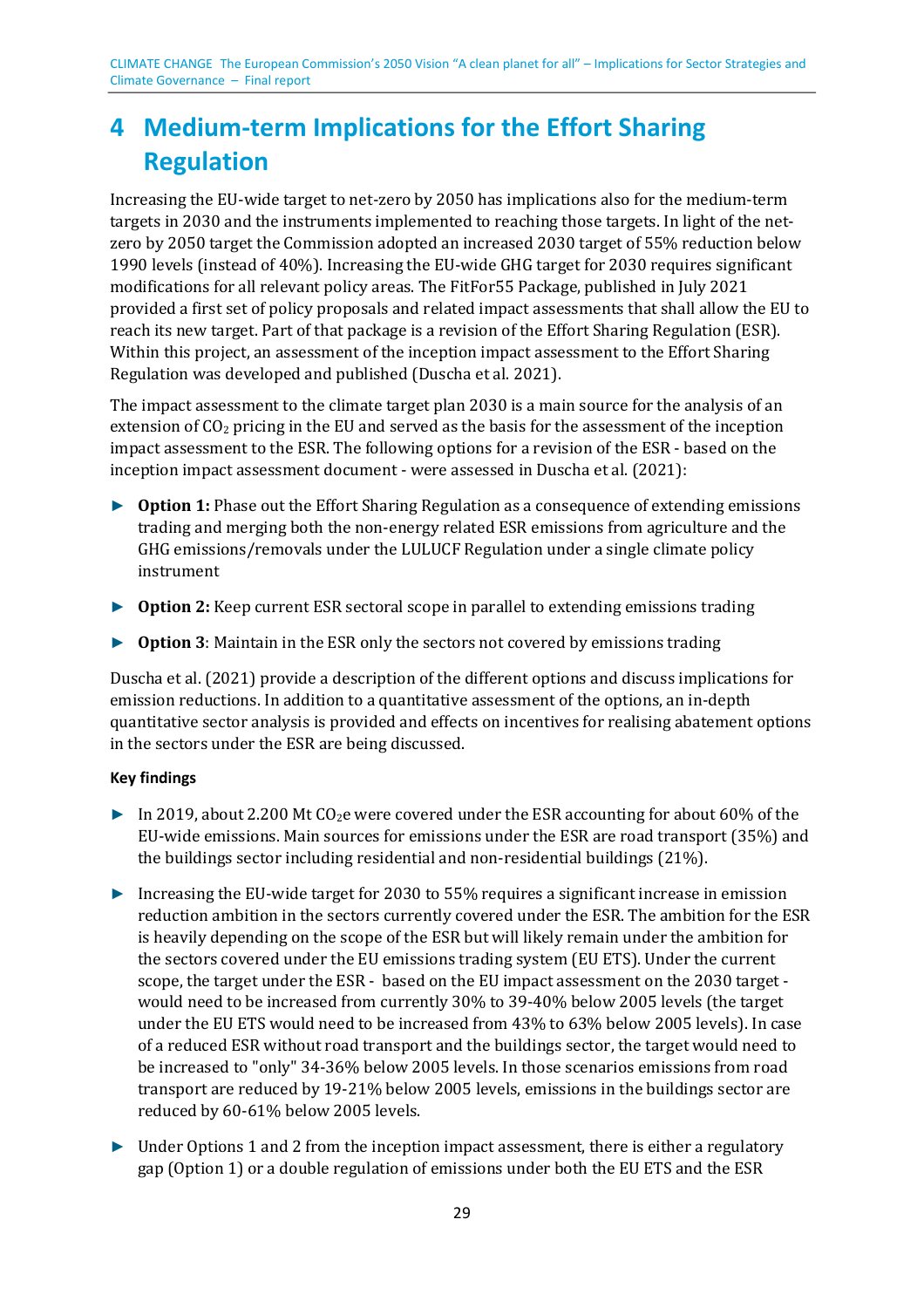# 4 Medium-term Implications for the Effort Sharing Regulation

Increasing the EU-wide target to net-zero by 2050 has implications also for the medium-term targets in 2030 and the instruments implemented to reaching those targets. In light of the net-zero by 2050 target the Commission adopted an increased 2030 target of 55% reduction below 1990 levels (instead of 40%). Increasing the EU-wide GHG target for 2030 requires significant modifications for all relevant policy areas. The FitFor55 Package, published in July 2021 provided a first set of policy proposals and related impact assessments that shall allow the EU to reach its new target. Part of that package is a revision of the Effort Sharing Regulation (ESR). Within this project, an assessment of the inception impact assessment to the Effort Sharing Regulation was developed and published (Duscha et al. 2021).

The impact assessment to the climate target plan 2030 is a main source for the analysis of an extension of $CO_2$ pricing in the EU and served as the basis for the assessment of the inception impact assessment to the ESR. The following options for a revision of the ESR - based on the inception impact assessment document - were assessed in Duscha et al. (2021):

- **Option 1:** Phase out the Effort Sharing Regulation as a consequence of extending emissions trading and merging both the non-energy related ESR emissions from agriculture and the GHG emissions/removals under the LULUCF Regulation under a single climate policy instrument
- **Option 2:** Keep current ESR sectoral scope in parallel to extending emissions trading
- **Option 3**: Maintain in the ESR only the sectors not covered by emissions trading

Duscha et al. (2021) provide a description of the different options and discuss implications for emission reductions. In addition to a quantitative assessment of the options, an in-depth quantitative sector analysis is provided and effects on incentives for realising abatement options in the sectors under the ESR are being discussed.

**Key findings**

- In 2019, about 2.200 Mt $CO_2e$ were covered under the ESR accounting for about 60% of the EU-wide emissions. Main sources for emissions under the ESR are road transport (35%) and the buildings sector including residential and non-residential buildings (21%).
- Increasing the EU-wide target for 2030 to 55% requires a significant increase in emission reduction ambition in the sectors currently covered under the ESR. The ambition for the ESR is heavily depending on the scope of the ESR but will likely remain under the ambition for the sectors covered under the EU emissions trading system (EU ETS). Under the current scope, the target under the ESR - based on the EU impact assessment on the 2030 target - would need to be increased from currently 30% to 39-40% below 2005 levels (the target under the EU ETS would need to be increased from 43% to 63% below 2005 levels). In case of a reduced ESR without road transport and the buildings sector, the target would need to be increased to "only" 34-36% below 2005 levels. In those scenarios emissions from road transport are reduced by 19-21% below 2005 levels, emissions in the buildings sector are reduced by 60-61% below 2005 levels.
- Under Options 1 and 2 from the inception impact assessment, there is either a regulatory gap (Option 1) or a double regulation of emissions under both the EU ETS and the ESR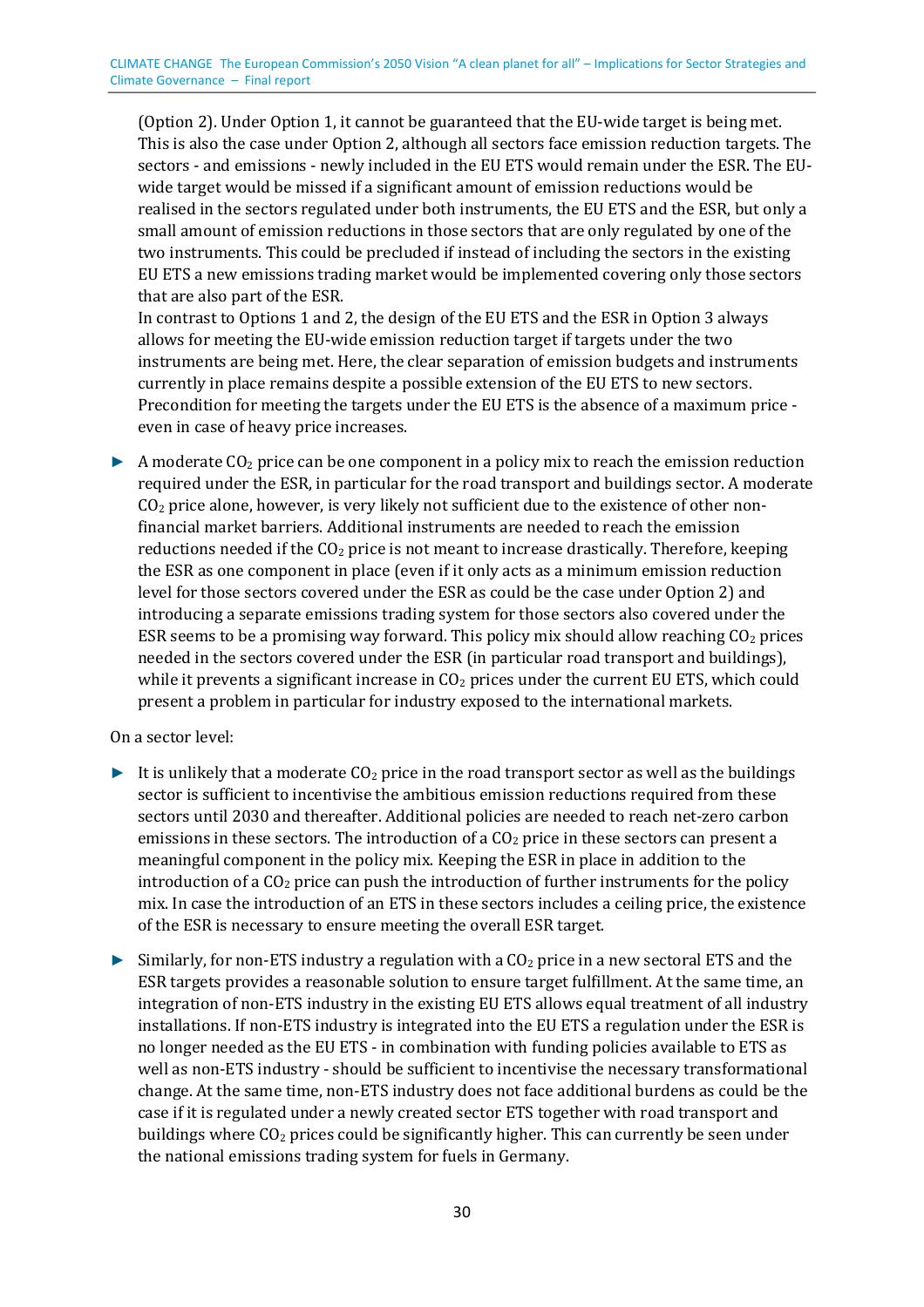(Option 2). Under Option 1, it cannot be guaranteed that the EU-wide target is being met. This is also the case under Option 2, although all sectors face emission reduction targets. The sectors - and emissions - newly included in the EU ETS would remain under the ESR. The EU-wide target would be missed if a significant amount of emission reductions would be realised in the sectors regulated under both instruments, the EU ETS and the ESR, but only a small amount of emission reductions in those sectors that are only regulated by one of the two instruments. This could be precluded if instead of including the sectors in the existing EU ETS a new emissions trading market would be implemented covering only those sectors that are also part of the ESR.
In contrast to Options 1 and 2, the design of the EU ETS and the ESR in Option 3 always allows for meeting the EU-wide emission reduction target if targets under the two instruments are being met. Here, the clear separation of emission budgets and instruments currently in place remains despite a possible extension of the EU ETS to new sectors. Precondition for meeting the targets under the EU ETS is the absence of a maximum price - even in case of heavy price increases.

- A moderate $CO_2$ price can be one component in a policy mix to reach the emission reduction required under the ESR, in particular for the road transport and buildings sector. A moderate $CO_2$ price alone, however, is very likely not sufficient due to the existence of other non-financial market barriers. Additional instruments are needed to reach the emission reductions needed if the $CO_2$ price is not meant to increase drastically. Therefore, keeping the ESR as one component in place (even if it only acts as a minimum emission reduction level for those sectors covered under the ESR as could be the case under Option 2) and introducing a separate emissions trading system for those sectors also covered under the ESR seems to be a promising way forward. This policy mix should allow reaching $CO_2$ prices needed in the sectors covered under the ESR (in particular road transport and buildings), while it prevents a significant increase in $CO_2$ prices under the current EU ETS, which could present a problem in particular for industry exposed to the international markets.

On a sector level:

- It is unlikely that a moderate $CO_2$ price in the road transport sector as well as the buildings sector is sufficient to incentivise the ambitious emission reductions required from these sectors until 2030 and thereafter. Additional policies are needed to reach net-zero carbon emissions in these sectors. The introduction of a $CO_2$ price in these sectors can present a meaningful component in the policy mix. Keeping the ESR in place in addition to the introduction of a $CO_2$ price can push the introduction of further instruments for the policy mix. In case the introduction of an ETS in these sectors includes a ceiling price, the existence of the ESR is necessary to ensure meeting the overall ESR target.
- Similarly, for non-ETS industry a regulation with a $CO_2$ price in a new sectoral ETS and the ESR targets provides a reasonable solution to ensure target fulfillment. At the same time, an integration of non-ETS industry in the existing EU ETS allows equal treatment of all industry installations. If non-ETS industry is integrated into the EU ETS a regulation under the ESR is no longer needed as the EU ETS - in combination with funding policies available to ETS as well as non-ETS industry - should be sufficient to incentivise the necessary transformational change. At the same time, non-ETS industry does not face additional burdens as could be the case if it is regulated under a newly created sector ETS together with road transport and buildings where $CO_2$ prices could be significantly higher. This can currently be seen under the national emissions trading system for fuels in Germany.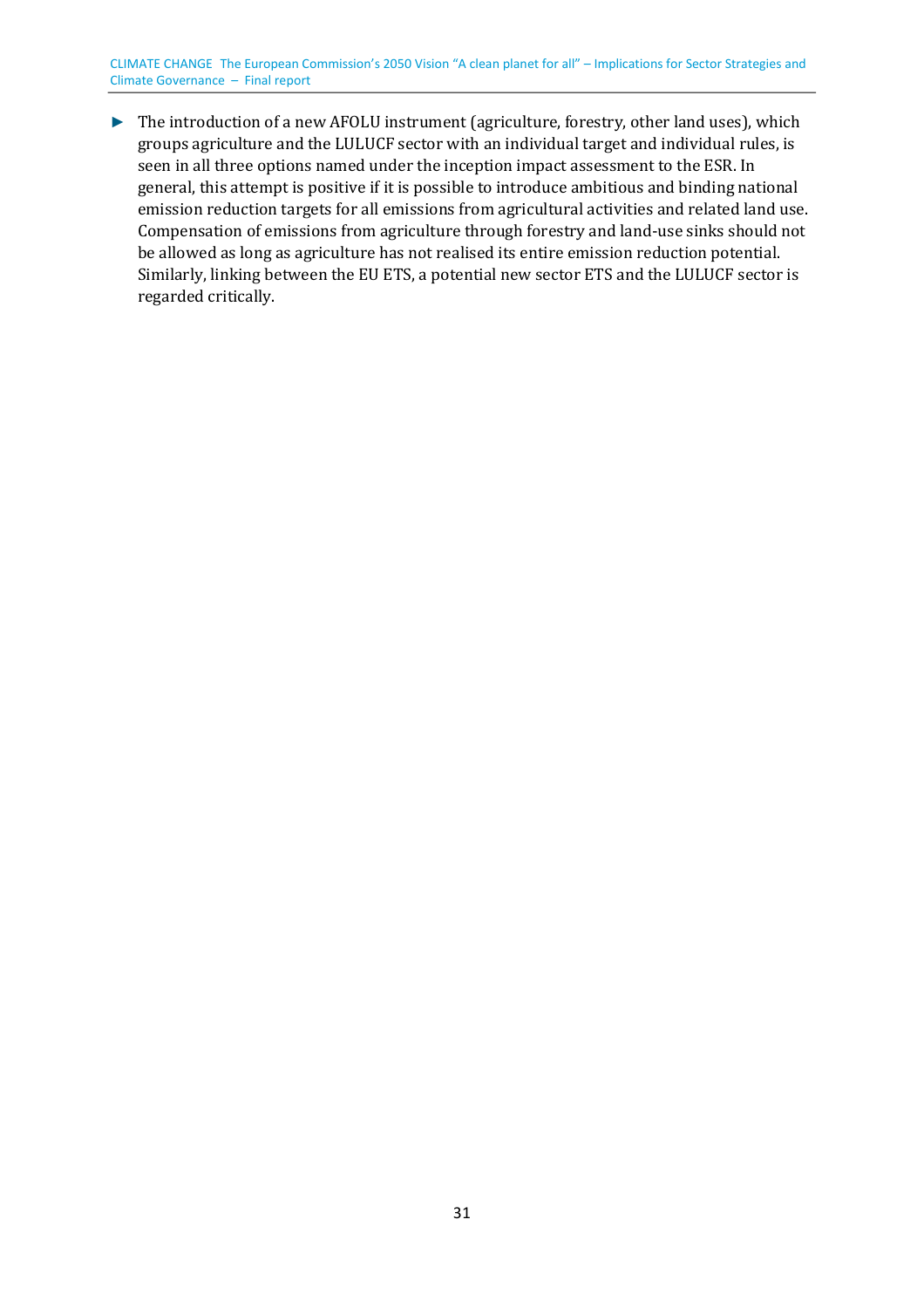- The introduction of a new AFOLU instrument (agriculture, forestry, other land uses), which groups agriculture and the LULUCF sector with an individual target and individual rules, is seen in all three options named under the inception impact assessment to the ESR. In general, this attempt is positive if it is possible to introduce ambitious and binding national emission reduction targets for all emissions from agricultural activities and related land use. Compensation of emissions from agriculture through forestry and land-use sinks should not be allowed as long as agriculture has not realised its entire emission reduction potential. Similarly, linking between the EU ETS, a potential new sector ETS and the LULUCF sector is regarded critically.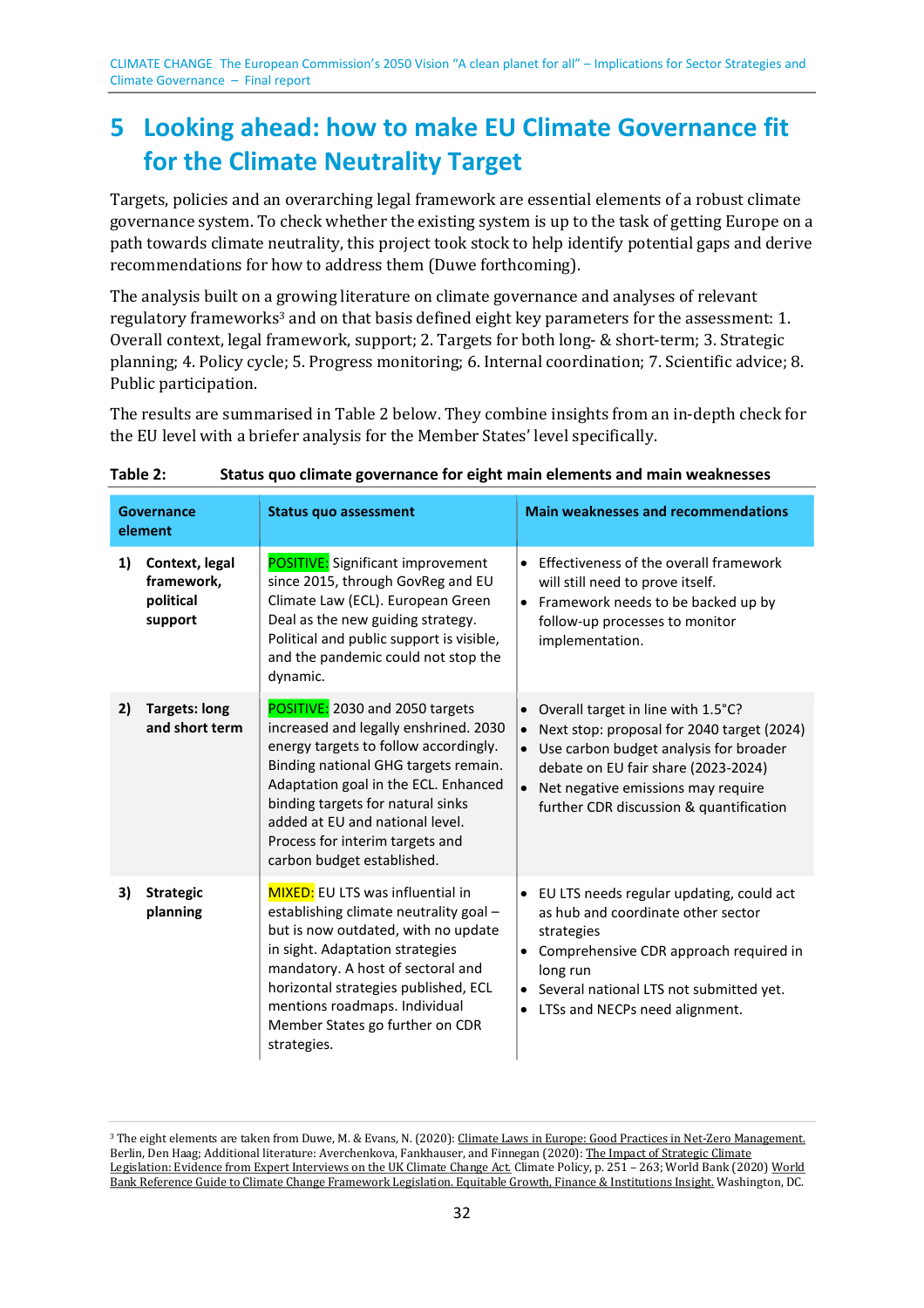# 5 Looking ahead: how to make EU Climate Governance fit for the Climate Neutrality Target

Targets, policies and an overarching legal framework are essential elements of a robust climate governance system. To check whether the existing system is up to the task of getting Europe on a path towards climate neutrality, this project took stock to help identify potential gaps and derive recommendations for how to address them (Duwe forthcoming).

The analysis built on a growing literature on climate governance and analyses of relevant regulatory frameworks[3] and on that basis defined eight key parameters for the assessment: 1. Overall context, legal framework, support; 2. Targets for both long- & short-term; 3. Strategic planning; 4. Policy cycle; 5. Progress monitoring; 6. Internal coordination; 7. Scientific advice; 8. Public participation.

The results are summarised in Table 2 below. They combine insights from an in-depth check for the EU level with a briefer analysis for the Member States' level specifically.

**Table 2: Status quo climate governance for eight main elements and main weaknesses**

| Governance element | Status quo assessment | Main weaknesses and recommendations |
|---|---|---|
| **1) Context, legal framework, political support** | POSITIVE: Significant improvement since 2015, through GovReg and EU Climate Law (ECL). European Green Deal as the new guiding strategy. Political and public support is visible, and the pandemic could not stop the dynamic. | • Effectiveness of the overall framework will still need to prove itself.<br>• Framework needs to be backed up by follow-up processes to monitor implementation. |
| **2) Targets: long and short term** | POSITIVE: 2030 and 2050 targets increased and legally enshrined. 2030 energy targets to follow accordingly. Binding national GHG targets remain. Adaptation goal in the ECL. Enhanced binding targets for natural sinks added at EU and national level. Process for interim targets and carbon budget established. | • Overall target in line with 1.5°C?<br>• Next stop: proposal for 2040 target (2024)<br>• Use carbon budget analysis for broader debate on EU fair share (2023-2024)<br>• Net negative emissions may require further CDR discussion & quantification |
| **3) Strategic planning** | MIXED: EU LTS was influential in establishing climate neutrality goal – but is now outdated, with no update in sight. Adaptation strategies mandatory. A host of sectoral and horizontal strategies published, ECL mentions roadmaps. Individual Member States go further on CDR strategies. | • EU LTS needs regular updating, could act as hub and coordinate other sector strategies<br>• Comprehensive CDR approach required in long run<br>• Several national LTS not submitted yet.<br>• LTSs and NECPs need alignment. |

[3] The eight elements are taken from Duwe, M. & Evans, N. (2020): Climate Laws in Europe: Good Practices in Net-Zero Management. Berlin, Den Haag; Additional literature: Averchenkova, Fankhauser, and Finnegan (2020): The Impact of Strategic Climate Legislation: Evidence from Expert Interviews on the UK Climate Change Act. Climate Policy, p. 251 – 263; World Bank (2020) World Bank Reference Guide to Climate Change Framework Legislation. Equitable Growth, Finance & Institutions Insight. Washington, DC.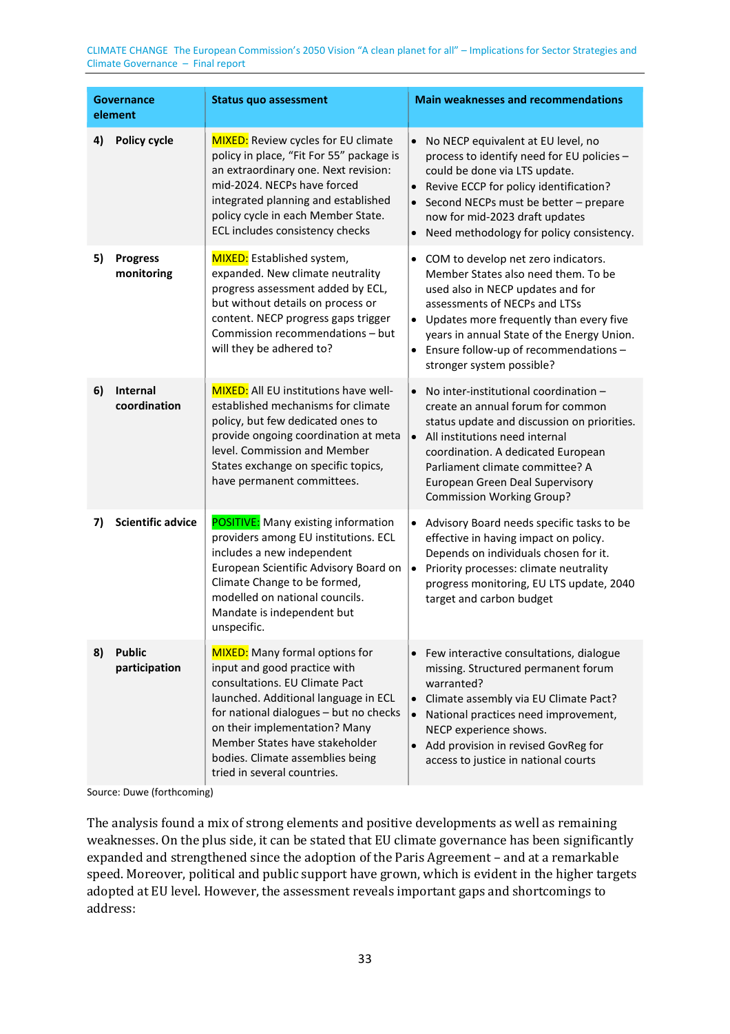| Governance element | Status quo assessment | Main weaknesses and recommendations |
|---|---|---|
| 4) **Policy cycle** | MIXED: Review cycles for EU climate policy in place, "Fit For 55" package is an extraordinary one. Next revision: mid-2024. NECPs have forced integrated planning and established policy cycle in each Member State. ECL includes consistency checks | • No NECP equivalent at EU level, no process to identify need for EU policies – could be done via LTS update. • Revive ECCP for policy identification? • Second NECPs must be better – prepare now for mid-2023 draft updates • Need methodology for policy consistency. |
| 5) **Progress monitoring** | MIXED: Established system, expanded. New climate neutrality progress assessment added by ECL, but without details on process or content. NECP progress gaps trigger Commission recommendations – but will they be adhered to? | • COM to develop net zero indicators. Member States also need them. To be used also in NECP updates and for assessments of NECPs and LTSs • Updates more frequently than every five years in annual State of the Energy Union. • Ensure follow-up of recommendations – stronger system possible? |
| 6) **Internal coordination** | MIXED: All EU institutions have well-established mechanisms for climate policy, but few dedicated ones to provide ongoing coordination at meta level. Commission and Member States exchange on specific topics, have permanent committees. | • No inter-institutional coordination – create an annual forum for common status update and discussion on priorities. • All institutions need internal coordination. A dedicated European Parliament climate committee? A European Green Deal Supervisory Commission Working Group? |
| 7) **Scientific advice** | POSITIVE: Many existing information providers among EU institutions. ECL includes a new independent European Scientific Advisory Board on Climate Change to be formed, modelled on national councils. Mandate is independent but unspecific. | • Advisory Board needs specific tasks to be effective in having impact on policy. Depends on individuals chosen for it. • Priority processes: climate neutrality progress monitoring, EU LTS update, 2040 target and carbon budget |
| 8) **Public participation** | MIXED: Many formal options for input and good practice with consultations. EU Climate Pact launched. Additional language in ECL for national dialogues – but no checks on their implementation? Many Member States have stakeholder bodies. Climate assemblies being tried in several countries. | • Few interactive consultations, dialogue missing. Structured permanent forum warranted? • Climate assembly via EU Climate Pact? • National practices need improvement, NECP experience shows. • Add provision in revised GovReg for access to justice in national courts |

Source: Duwe (forthcoming)

The analysis found a mix of strong elements and positive developments as well as remaining weaknesses. On the plus side, it can be stated that EU climate governance has been significantly expanded and strengthened since the adoption of the Paris Agreement – and at a remarkable speed. Moreover, political and public support have grown, which is evident in the higher targets adopted at EU level. However, the assessment reveals important gaps and shortcomings to address: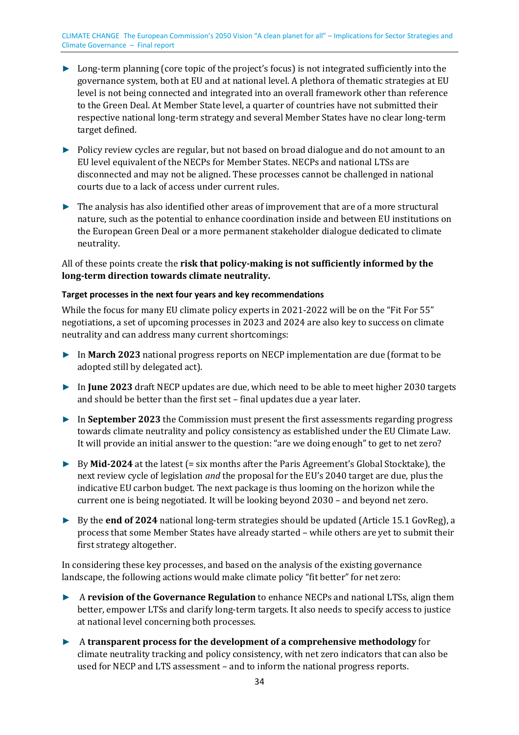- Long-term planning (core topic of the project's focus) is not integrated sufficiently into the governance system, both at EU and at national level. A plethora of thematic strategies at EU level is not being connected and integrated into an overall framework other than reference to the Green Deal. At Member State level, a quarter of countries have not submitted their respective national long-term strategy and several Member States have no clear long-term target defined.
- Policy review cycles are regular, but not based on broad dialogue and do not amount to an EU level equivalent of the NECPs for Member States. NECPs and national LTSs are disconnected and may not be aligned. These processes cannot be challenged in national courts due to a lack of access under current rules.
- The analysis has also identified other areas of improvement that are of a more structural nature, such as the potential to enhance coordination inside and between EU institutions on the European Green Deal or a more permanent stakeholder dialogue dedicated to climate neutrality.

All of these points create the **risk that policy-making is not sufficiently informed by the long-term direction towards climate neutrality.**

#### Target processes in the next four years and key recommendations

While the focus for many EU climate policy experts in 2021-2022 will be on the "Fit For 55" negotiations, a set of upcoming processes in 2023 and 2024 are also key to success on climate neutrality and can address many current shortcomings:

- In **March 2023** national progress reports on NECP implementation are due (format to be adopted still by delegated act).
- In **June 2023** draft NECP updates are due, which need to be able to meet higher 2030 targets and should be better than the first set – final updates due a year later.
- In **September 2023** the Commission must present the first assessments regarding progress towards climate neutrality and policy consistency as established under the EU Climate Law. It will provide an initial answer to the question: "are we doing enough" to get to net zero?
- By **Mid-2024** at the latest (= six months after the Paris Agreement's Global Stocktake), the next review cycle of legislation *and* the proposal for the EU's 2040 target are due, plus the indicative EU carbon budget. The next package is thus looming on the horizon while the current one is being negotiated. It will be looking beyond 2030 – and beyond net zero.
- By the **end of 2024** national long-term strategies should be updated (Article 15.1 GovReg), a process that some Member States have already started – while others are yet to submit their first strategy altogether.

In considering these key processes, and based on the analysis of the existing governance landscape, the following actions would make climate policy "fit better" for net zero:

- A **revision of the Governance Regulation** to enhance NECPs and national LTSs, align them better, empower LTSs and clarify long-term targets. It also needs to specify access to justice at national level concerning both processes.
- A **transparent process for the development of a comprehensive methodology** for climate neutrality tracking and policy consistency, with net zero indicators that can also be used for NECP and LTS assessment – and to inform the national progress reports.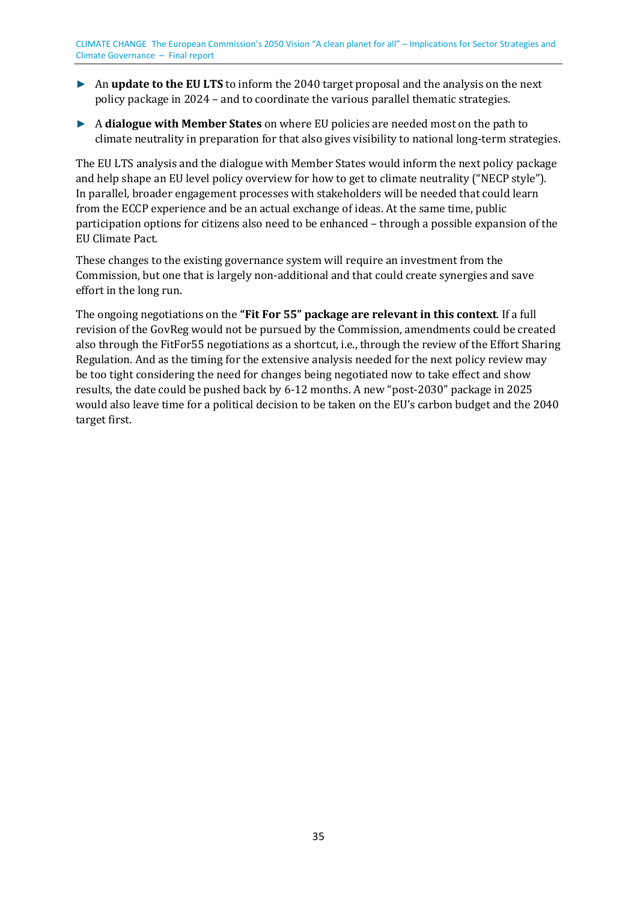- An **update to the EU LTS** to inform the 2040 target proposal and the analysis on the next policy package in 2024 – and to coordinate the various parallel thematic strategies.
- A **dialogue with Member States** on where EU policies are needed most on the path to climate neutrality in preparation for that also gives visibility to national long-term strategies.

The EU LTS analysis and the dialogue with Member States would inform the next policy package and help shape an EU level policy overview for how to get to climate neutrality ("NECP style"). In parallel, broader engagement processes with stakeholders will be needed that could learn from the ECCP experience and be an actual exchange of ideas. At the same time, public participation options for citizens also need to be enhanced – through a possible expansion of the EU Climate Pact.

These changes to the existing governance system will require an investment from the Commission, but one that is largely non-additional and that could create synergies and save effort in the long run.

The ongoing negotiations on the **"Fit For 55" package are relevant in this context**. If a full revision of the GovReg would not be pursued by the Commission, amendments could be created also through the FitFor55 negotiations as a shortcut, i.e., through the review of the Effort Sharing Regulation. And as the timing for the extensive analysis needed for the next policy review may be too tight considering the need for changes being negotiated now to take effect and show results, the date could be pushed back by 6-12 months. A new "post-2030" package in 2025 would also leave time for a political decision to be taken on the EU's carbon budget and the 2040 target first.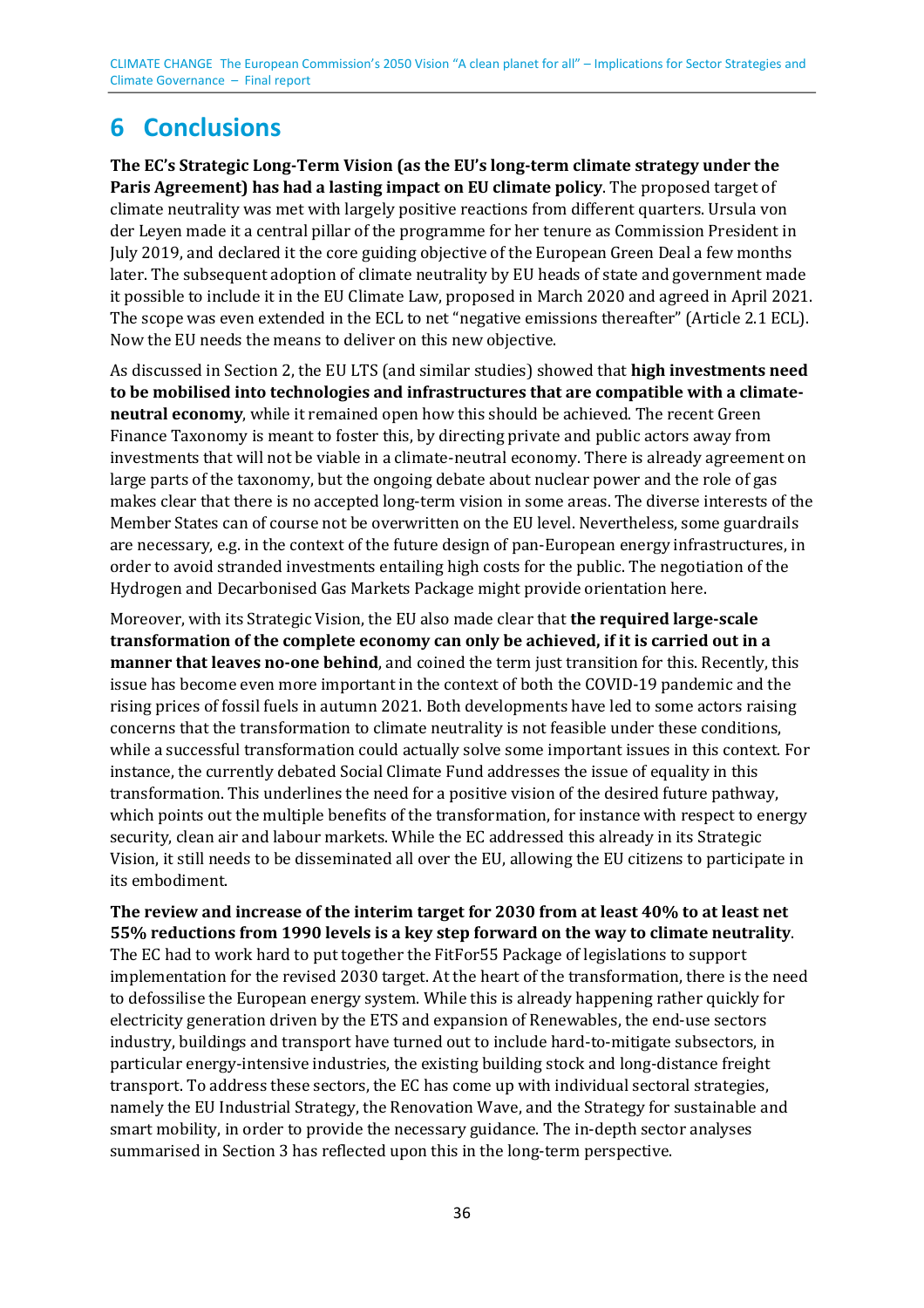# 6 Conclusions

**The EC's Strategic Long-Term Vision (as the EU's long-term climate strategy under the Paris Agreement) has had a lasting impact on EU climate policy**. The proposed target of climate neutrality was met with largely positive reactions from different quarters. Ursula von der Leyen made it a central pillar of the programme for her tenure as Commission President in July 2019, and declared it the core guiding objective of the European Green Deal a few months later. The subsequent adoption of climate neutrality by EU heads of state and government made it possible to include it in the EU Climate Law, proposed in March 2020 and agreed in April 2021. The scope was even extended in the ECL to net "negative emissions thereafter" (Article 2.1 ECL). Now the EU needs the means to deliver on this new objective.

As discussed in Section 2, the EU LTS (and similar studies) showed that **high investments need to be mobilised into technologies and infrastructures that are compatible with a climate-neutral economy**, while it remained open how this should be achieved. The recent Green Finance Taxonomy is meant to foster this, by directing private and public actors away from investments that will not be viable in a climate-neutral economy. There is already agreement on large parts of the taxonomy, but the ongoing debate about nuclear power and the role of gas makes clear that there is no accepted long-term vision in some areas. The diverse interests of the Member States can of course not be overwritten on the EU level. Nevertheless, some guardrails are necessary, e.g. in the context of the future design of pan-European energy infrastructures, in order to avoid stranded investments entailing high costs for the public. The negotiation of the Hydrogen and Decarbonised Gas Markets Package might provide orientation here.

Moreover, with its Strategic Vision, the EU also made clear that **the required large-scale transformation of the complete economy can only be achieved, if it is carried out in a manner that leaves no-one behind**, and coined the term just transition for this. Recently, this issue has become even more important in the context of both the COVID-19 pandemic and the rising prices of fossil fuels in autumn 2021. Both developments have led to some actors raising concerns that the transformation to climate neutrality is not feasible under these conditions, while a successful transformation could actually solve some important issues in this context. For instance, the currently debated Social Climate Fund addresses the issue of equality in this transformation. This underlines the need for a positive vision of the desired future pathway, which points out the multiple benefits of the transformation, for instance with respect to energy security, clean air and labour markets. While the EC addressed this already in its Strategic Vision, it still needs to be disseminated all over the EU, allowing the EU citizens to participate in its embodiment.

**The review and increase of the interim target for 2030 from at least 40% to at least net 55% reductions from 1990 levels is a key step forward on the way to climate neutrality**. The EC had to work hard to put together the FitFor55 Package of legislations to support implementation for the revised 2030 target. At the heart of the transformation, there is the need to defossilise the European energy system. While this is already happening rather quickly for electricity generation driven by the ETS and expansion of Renewables, the end-use sectors industry, buildings and transport have turned out to include hard-to-mitigate subsectors, in particular energy-intensive industries, the existing building stock and long-distance freight transport. To address these sectors, the EC has come up with individual sectoral strategies, namely the EU Industrial Strategy, the Renovation Wave, and the Strategy for sustainable and smart mobility, in order to provide the necessary guidance. The in-depth sector analyses summarised in Section 3 has reflected upon this in the long-term perspective.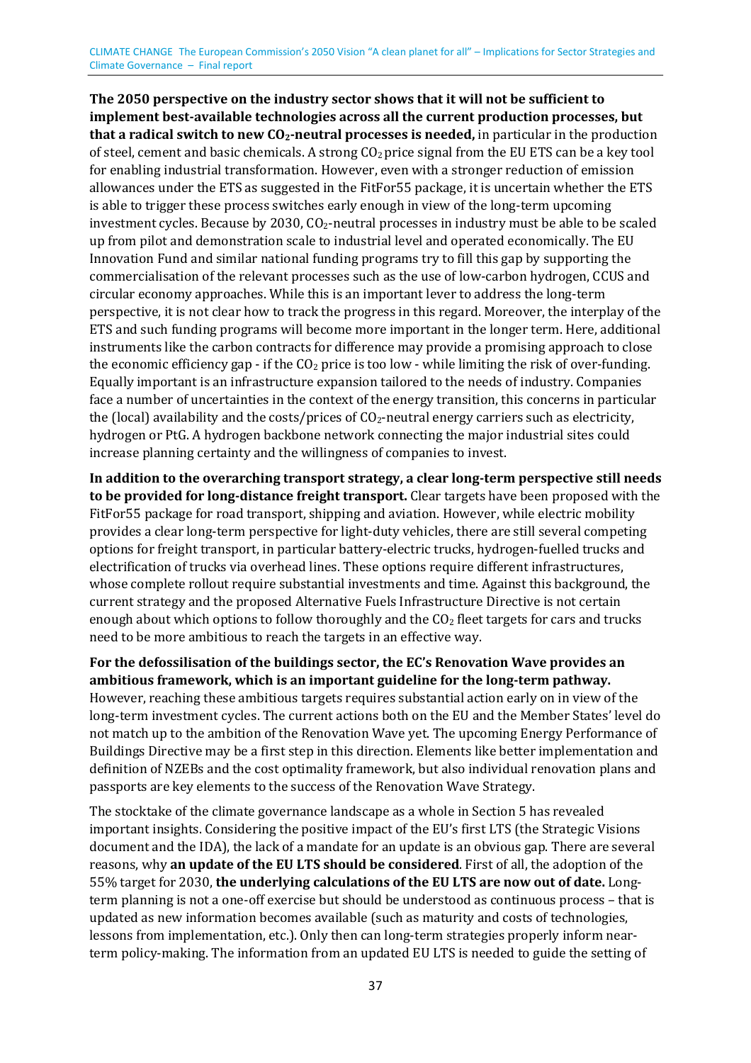**The 2050 perspective on the industry sector shows that it will not be sufficient to implement best-available technologies across all the current production processes, but that a radical switch to new $CO_2$-neutral processes is needed,** in particular in the production of steel, cement and basic chemicals. A strong $CO_2$ price signal from the EU ETS can be a key tool for enabling industrial transformation. However, even with a stronger reduction of emission allowances under the ETS as suggested in the FitFor55 package, it is uncertain whether the ETS is able to trigger these process switches early enough in view of the long-term upcoming investment cycles. Because by 2030, $CO_2$-neutral processes in industry must be able to be scaled up from pilot and demonstration scale to industrial level and operated economically. The EU Innovation Fund and similar national funding programs try to fill this gap by supporting the commercialisation of the relevant processes such as the use of low-carbon hydrogen, CCUS and circular economy approaches. While this is an important lever to address the long-term perspective, it is not clear how to track the progress in this regard. Moreover, the interplay of the ETS and such funding programs will become more important in the longer term. Here, additional instruments like the carbon contracts for difference may provide a promising approach to close the economic efficiency gap - if the $CO_2$ price is too low - while limiting the risk of over-funding. Equally important is an infrastructure expansion tailored to the needs of industry. Companies face a number of uncertainties in the context of the energy transition, this concerns in particular the (local) availability and the costs/prices of $CO_2$-neutral energy carriers such as electricity, hydrogen or PtG. A hydrogen backbone network connecting the major industrial sites could increase planning certainty and the willingness of companies to invest.

**In addition to the overarching transport strategy, a clear long-term perspective still needs to be provided for long-distance freight transport.** Clear targets have been proposed with the FitFor55 package for road transport, shipping and aviation. However, while electric mobility provides a clear long-term perspective for light-duty vehicles, there are still several competing options for freight transport, in particular battery-electric trucks, hydrogen-fuelled trucks and electrification of trucks via overhead lines. These options require different infrastructures, whose complete rollout require substantial investments and time. Against this background, the current strategy and the proposed Alternative Fuels Infrastructure Directive is not certain enough about which options to follow thoroughly and the $CO_2$ fleet targets for cars and trucks need to be more ambitious to reach the targets in an effective way.

**For the defossilisation of the buildings sector, the EC's Renovation Wave provides an ambitious framework, which is an important guideline for the long-term pathway.** However, reaching these ambitious targets requires substantial action early on in view of the long-term investment cycles. The current actions both on the EU and the Member States' level do not match up to the ambition of the Renovation Wave yet. The upcoming Energy Performance of Buildings Directive may be a first step in this direction. Elements like better implementation and definition of NZEBs and the cost optimality framework, but also individual renovation plans and passports are key elements to the success of the Renovation Wave Strategy.

The stocktake of the climate governance landscape as a whole in Section 5 has revealed important insights. Considering the positive impact of the EU's first LTS (the Strategic Visions document and the IDA), the lack of a mandate for an update is an obvious gap. There are several reasons, why **an update of the EU LTS should be considered**. First of all, the adoption of the 55% target for 2030, **the underlying calculations of the EU LTS are now out of date.** Long-term planning is not a one-off exercise but should be understood as continuous process – that is updated as new information becomes available (such as maturity and costs of technologies, lessons from implementation, etc.). Only then can long-term strategies properly inform near-term policy-making. The information from an updated EU LTS is needed to guide the setting of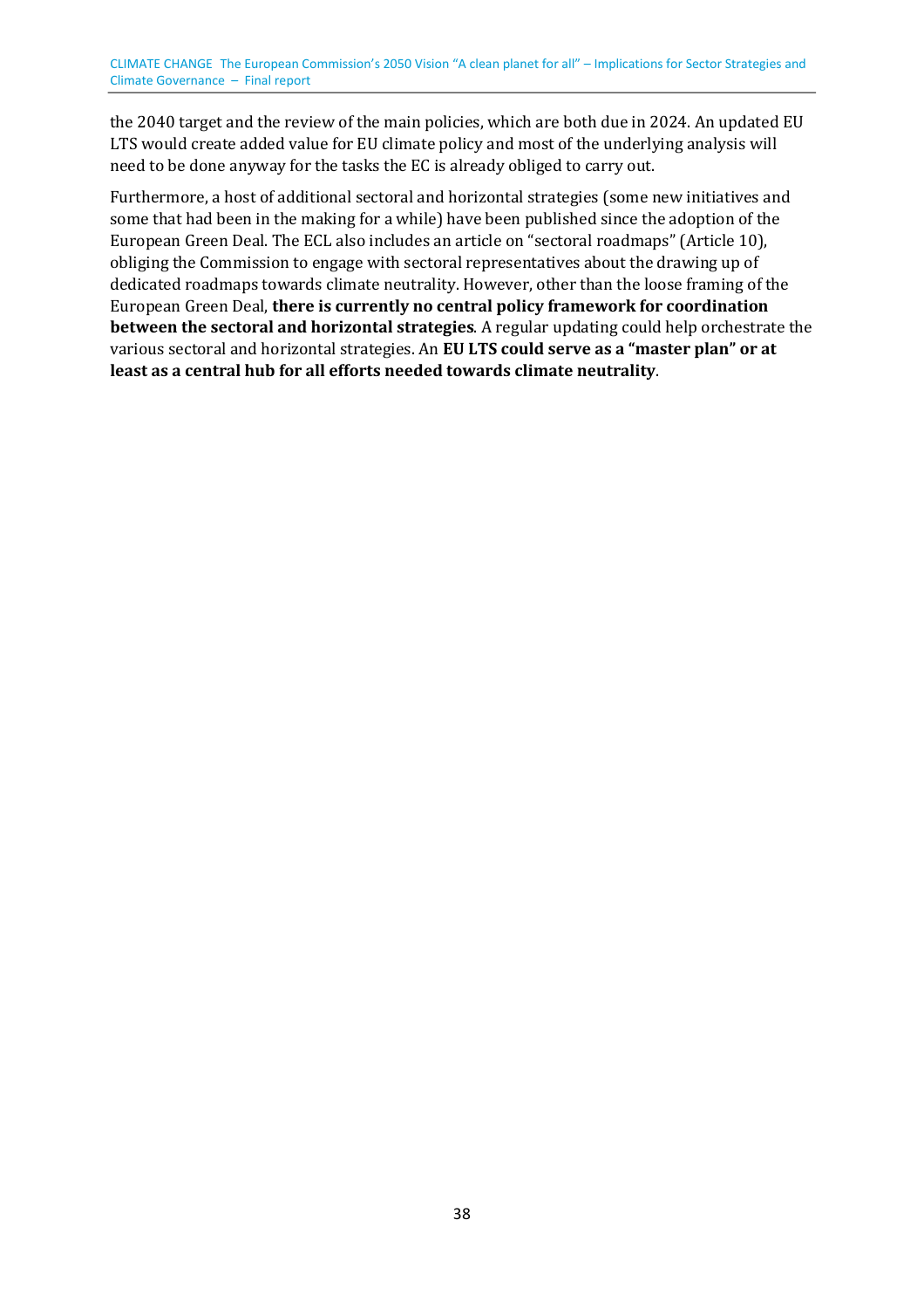the 2040 target and the review of the main policies, which are both due in 2024. An updated EU LTS would create added value for EU climate policy and most of the underlying analysis will need to be done anyway for the tasks the EC is already obliged to carry out.

Furthermore, a host of additional sectoral and horizontal strategies (some new initiatives and some that had been in the making for a while) have been published since the adoption of the European Green Deal. The ECL also includes an article on "sectoral roadmaps" (Article 10), obliging the Commission to engage with sectoral representatives about the drawing up of dedicated roadmaps towards climate neutrality. However, other than the loose framing of the European Green Deal, **there is currently no central policy framework for coordination between the sectoral and horizontal strategies**. A regular updating could help orchestrate the various sectoral and horizontal strategies. An **EU LTS could serve as a "master plan" or at least as a central hub for all efforts needed towards climate neutrality**.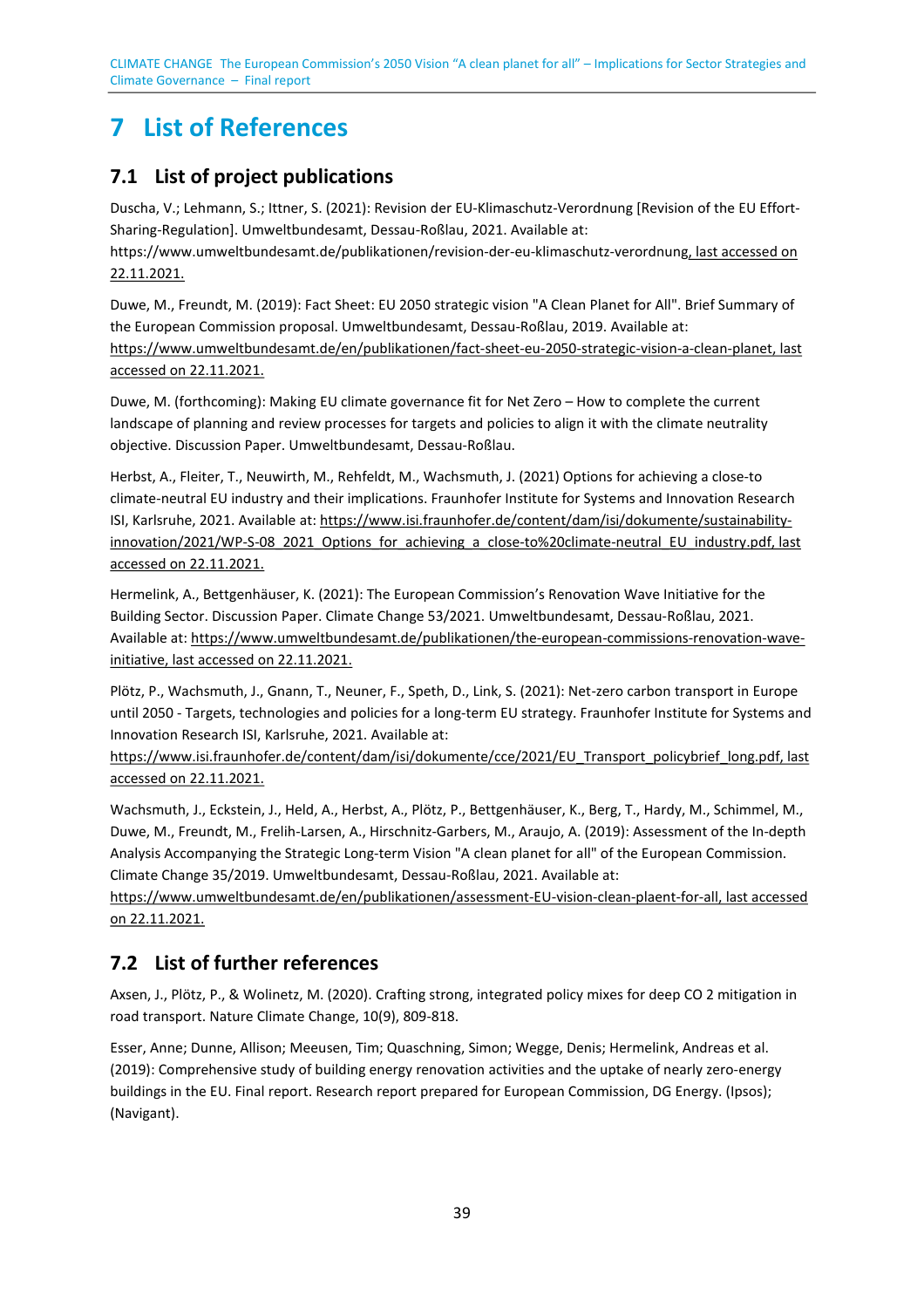# 7 List of References

## 7.1 List of project publications

Duscha, V.; Lehmann, S.; Ittner, S. (2021): Revision der EU-Klimaschutz-Verordnung [Revision of the EU Effort-Sharing-Regulation]. Umweltbundesamt, Dessau-Roßlau, 2021. Available at: https://www.umweltbundesamt.de/publikationen/revision-der-eu-klimaschutz-verordnung, last accessed on 22.11.2021.

Duwe, M., Freundt, M. (2019): Fact Sheet: EU 2050 strategic vision "A Clean Planet for All". Brief Summary of the European Commission proposal. Umweltbundesamt, Dessau-Roßlau, 2019. Available at: https://www.umweltbundesamt.de/en/publikationen/fact-sheet-eu-2050-strategic-vision-a-clean-planet, last accessed on 22.11.2021.

Duwe, M. (forthcoming): Making EU climate governance fit for Net Zero – How to complete the current landscape of planning and review processes for targets and policies to align it with the climate neutrality objective. Discussion Paper. Umweltbundesamt, Dessau-Roßlau.

Herbst, A., Fleiter, T., Neuwirth, M., Rehfeldt, M., Wachsmuth, J. (2021) Options for achieving a close-to climate-neutral EU industry and their implications. Fraunhofer Institute for Systems and Innovation Research ISI, Karlsruhe, 2021. Available at: https://www.isi.fraunhofer.de/content/dam/isi/dokumente/sustainability-innovation/2021/WP-S-08_2021_Options_for_achieving_a_close-to%20climate-neutral_EU_industry.pdf, last accessed on 22.11.2021.

Hermelink, A., Bettgenhäuser, K. (2021): The European Commission's Renovation Wave Initiative for the Building Sector. Discussion Paper. Climate Change 53/2021. Umweltbundesamt, Dessau-Roßlau, 2021. Available at: https://www.umweltbundesamt.de/publikationen/the-european-commissions-renovation-wave-initiative, last accessed on 22.11.2021.

Plötz, P., Wachsmuth, J., Gnann, T., Neuner, F., Speth, D., Link, S. (2021): Net-zero carbon transport in Europe until 2050 - Targets, technologies and policies for a long-term EU strategy. Fraunhofer Institute for Systems and Innovation Research ISI, Karlsruhe, 2021. Available at: https://www.isi.fraunhofer.de/content/dam/isi/dokumente/cce/2021/EU_Transport_policybrief_long.pdf, last accessed on 22.11.2021.

Wachsmuth, J., Eckstein, J., Held, A., Herbst, A., Plötz, P., Bettgenhäuser, K., Berg, T., Hardy, M., Schimmel, M., Duwe, M., Freundt, M., Frelih-Larsen, A., Hirschnitz-Garbers, M., Araujo, A. (2019): Assessment of the In-depth Analysis Accompanying the Strategic Long-term Vision "A clean planet for all" of the European Commission. Climate Change 35/2019. Umweltbundesamt, Dessau-Roßlau, 2021. Available at: https://www.umweltbundesamt.de/en/publikationen/assessment-EU-vision-clean-plaent-for-all, last accessed on 22.11.2021.

## 7.2 List of further references

Axsen, J., Plötz, P., & Wolinetz, M. (2020). Crafting strong, integrated policy mixes for deep CO 2 mitigation in road transport. Nature Climate Change, 10(9), 809-818.

Esser, Anne; Dunne, Allison; Meeusen, Tim; Quaschning, Simon; Wegge, Denis; Hermelink, Andreas et al. (2019): Comprehensive study of building energy renovation activities and the uptake of nearly zero-energy buildings in the EU. Final report. Research report prepared for European Commission, DG Energy. (Ipsos); (Navigant).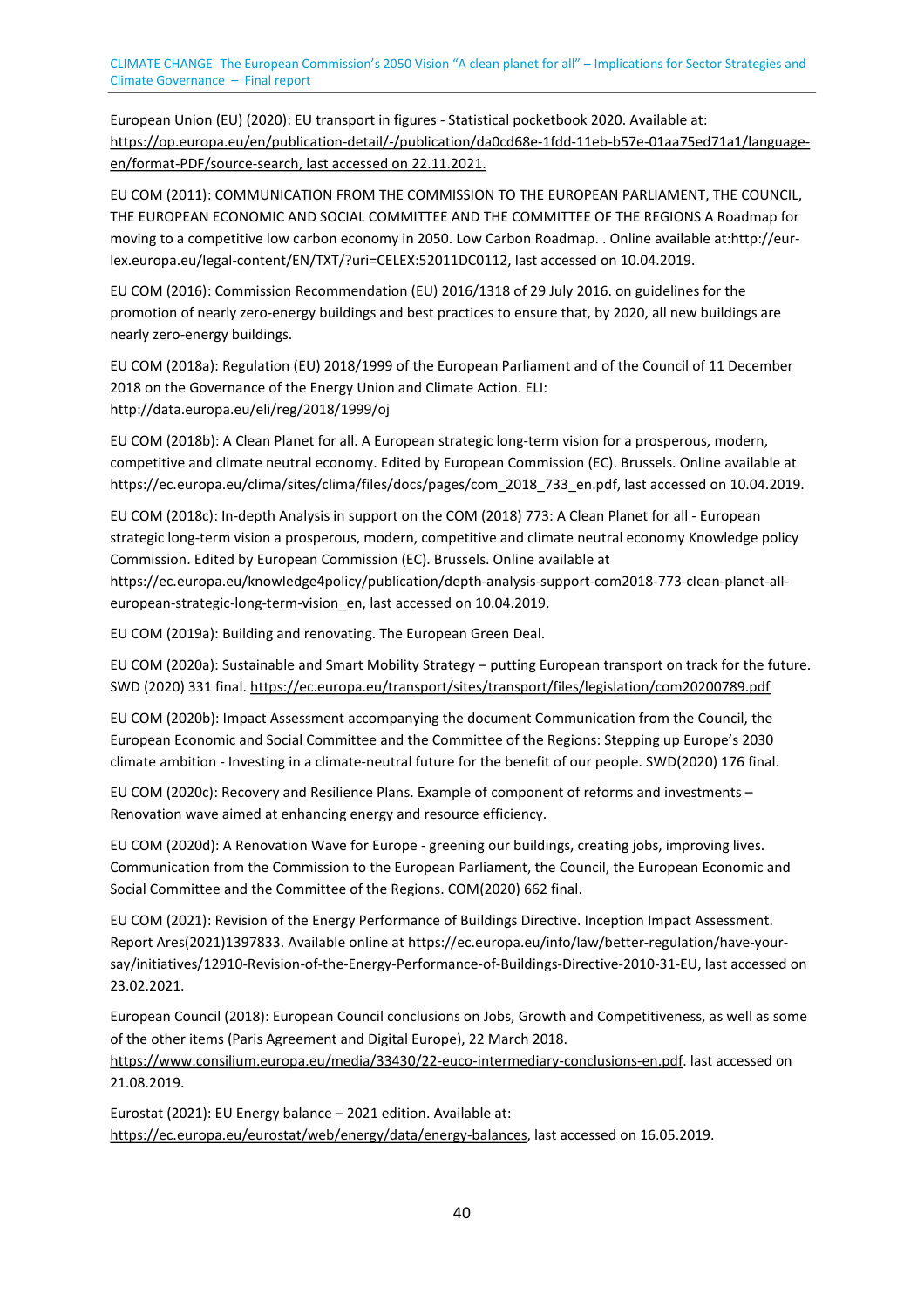European Union (EU) (2020): EU transport in figures - Statistical pocketbook 2020. Available at: https://op.europa.eu/en/publication-detail/-/publication/da0cd68e-1fdd-11eb-b57e-01aa75ed71a1/language-en/format-PDF/source-search, last accessed on 22.11.2021.

EU COM (2011): COMMUNICATION FROM THE COMMISSION TO THE EUROPEAN PARLIAMENT, THE COUNCIL, THE EUROPEAN ECONOMIC AND SOCIAL COMMITTEE AND THE COMMITTEE OF THE REGIONS A Roadmap for moving to a competitive low carbon economy in 2050. Low Carbon Roadmap. . Online available at:http://eur-lex.europa.eu/legal-content/EN/TXT/?uri=CELEX:52011DC0112, last accessed on 10.04.2019.

EU COM (2016): Commission Recommendation (EU) 2016/1318 of 29 July 2016. on guidelines for the promotion of nearly zero-energy buildings and best practices to ensure that, by 2020, all new buildings are nearly zero-energy buildings.

EU COM (2018a): Regulation (EU) 2018/1999 of the European Parliament and of the Council of 11 December 2018 on the Governance of the Energy Union and Climate Action. ELI: http://data.europa.eu/eli/reg/2018/1999/oj

EU COM (2018b): A Clean Planet for all. A European strategic long-term vision for a prosperous, modern, competitive and climate neutral economy. Edited by European Commission (EC). Brussels. Online available at https://ec.europa.eu/clima/sites/clima/files/docs/pages/com_2018_733_en.pdf, last accessed on 10.04.2019.

EU COM (2018c): In-depth Analysis in support on the COM (2018) 773: A Clean Planet for all - European strategic long-term vision a prosperous, modern, competitive and climate neutral economy Knowledge policy Commission. Edited by European Commission (EC). Brussels. Online available at https://ec.europa.eu/knowledge4policy/publication/depth-analysis-support-com2018-773-clean-planet-all-european-strategic-long-term-vision_en, last accessed on 10.04.2019.

EU COM (2019a): Building and renovating. The European Green Deal.

EU COM (2020a): Sustainable and Smart Mobility Strategy – putting European transport on track for the future. SWD (2020) 331 final. https://ec.europa.eu/transport/sites/transport/files/legislation/com20200789.pdf

EU COM (2020b): Impact Assessment accompanying the document Communication from the Council, the European Economic and Social Committee and the Committee of the Regions: Stepping up Europe's 2030 climate ambition - Investing in a climate-neutral future for the benefit of our people. SWD(2020) 176 final.

EU COM (2020c): Recovery and Resilience Plans. Example of component of reforms and investments – Renovation wave aimed at enhancing energy and resource efficiency.

EU COM (2020d): A Renovation Wave for Europe - greening our buildings, creating jobs, improving lives. Communication from the Commission to the European Parliament, the Council, the European Economic and Social Committee and the Committee of the Regions. COM(2020) 662 final.

EU COM (2021): Revision of the Energy Performance of Buildings Directive. Inception Impact Assessment. Report Ares(2021)1397833. Available online at https://ec.europa.eu/info/law/better-regulation/have-your-say/initiatives/12910-Revision-of-the-Energy-Performance-of-Buildings-Directive-2010-31-EU, last accessed on 23.02.2021.

European Council (2018): European Council conclusions on Jobs, Growth and Competitiveness, as well as some of the other items (Paris Agreement and Digital Europe), 22 March 2018. https://www.consilium.europa.eu/media/33430/22-euco-intermediary-conclusions-en.pdf. last accessed on 21.08.2019.

Eurostat (2021): EU Energy balance – 2021 edition. Available at: https://ec.europa.eu/eurostat/web/energy/data/energy-balances, last accessed on 16.05.2019.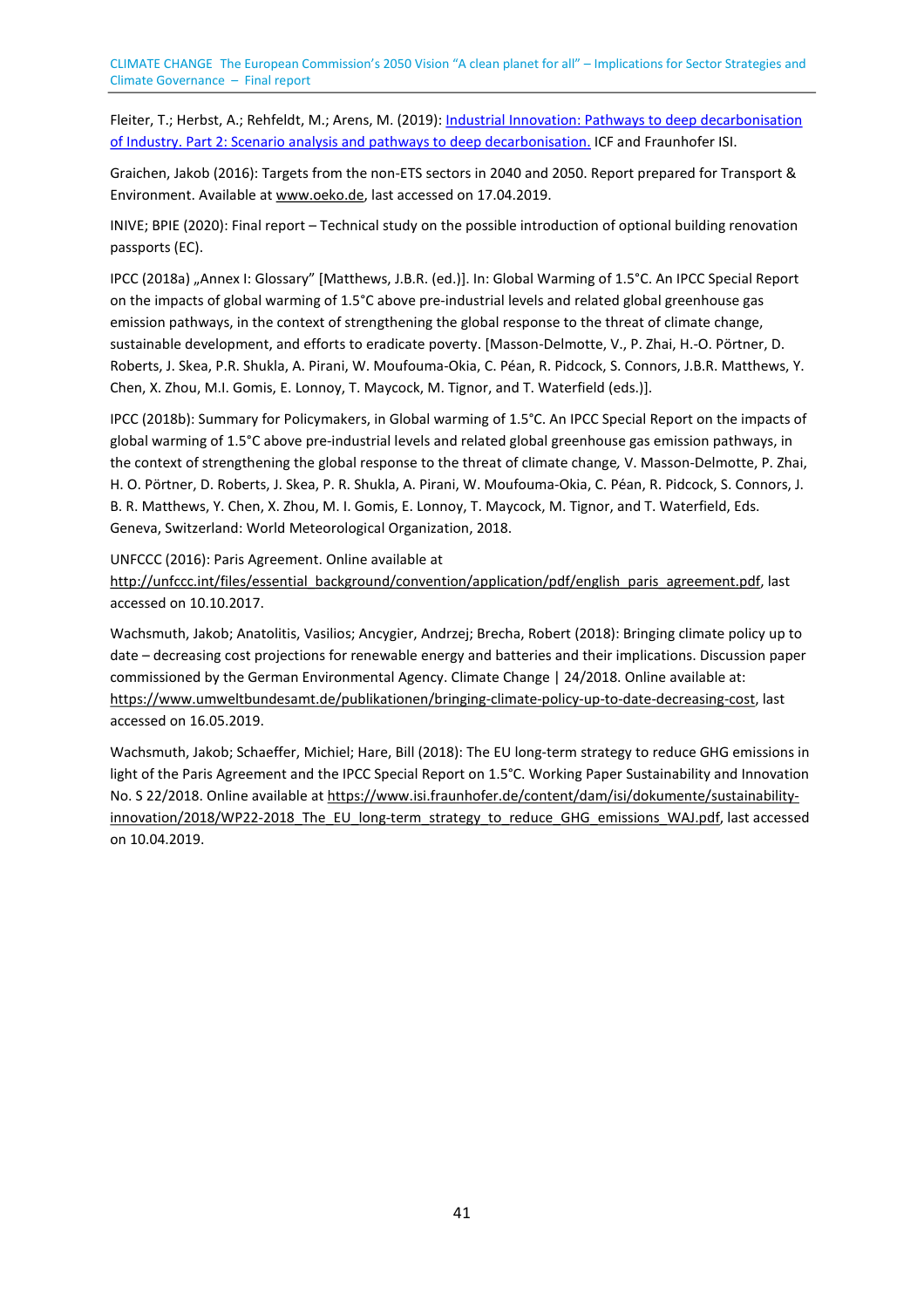Fleiter, T.; Herbst, A.; Rehfeldt, M.; Arens, M. (2019): Industrial Innovation: Pathways to deep decarbonisation of Industry. Part 2: Scenario analysis and pathways to deep decarbonisation. ICF and Fraunhofer ISI.

Graichen, Jakob (2016): Targets from the non-ETS sectors in 2040 and 2050. Report prepared for Transport & Environment. Available at www.oeko.de, last accessed on 17.04.2019.

INIVE; BPIE (2020): Final report – Technical study on the possible introduction of optional building renovation passports (EC).

IPCC (2018a) „Annex I: Glossary" [Matthews, J.B.R. (ed.)]. In: Global Warming of 1.5°C. An IPCC Special Report on the impacts of global warming of 1.5°C above pre-industrial levels and related global greenhouse gas emission pathways, in the context of strengthening the global response to the threat of climate change, sustainable development, and efforts to eradicate poverty. [Masson-Delmotte, V., P. Zhai, H.-O. Pörtner, D. Roberts, J. Skea, P.R. Shukla, A. Pirani, W. Moufouma-Okia, C. Péan, R. Pidcock, S. Connors, J.B.R. Matthews, Y. Chen, X. Zhou, M.I. Gomis, E. Lonnoy, T. Maycock, M. Tignor, and T. Waterfield (eds.)].

IPCC (2018b): Summary for Policymakers, in Global warming of 1.5°C. An IPCC Special Report on the impacts of global warming of 1.5°C above pre-industrial levels and related global greenhouse gas emission pathways, in the context of strengthening the global response to the threat of climate change, V. Masson-Delmotte, P. Zhai, H. O. Pörtner, D. Roberts, J. Skea, P. R. Shukla, A. Pirani, W. Moufouma-Okia, C. Péan, R. Pidcock, S. Connors, J. B. R. Matthews, Y. Chen, X. Zhou, M. I. Gomis, E. Lonnoy, T. Maycock, M. Tignor, and T. Waterfield, Eds. Geneva, Switzerland: World Meteorological Organization, 2018.

UNFCCC (2016): Paris Agreement. Online available at http://unfccc.int/files/essential_background/convention/application/pdf/english_paris_agreement.pdf, last accessed on 10.10.2017.

Wachsmuth, Jakob; Anatolitis, Vasilios; Ancygier, Andrzej; Brecha, Robert (2018): Bringing climate policy up to date – decreasing cost projections for renewable energy and batteries and their implications. Discussion paper commissioned by the German Environmental Agency. Climate Change | 24/2018. Online available at: https://www.umweltbundesamt.de/publikationen/bringing-climate-policy-up-to-date-decreasing-cost, last accessed on 16.05.2019.

Wachsmuth, Jakob; Schaeffer, Michiel; Hare, Bill (2018): The EU long-term strategy to reduce GHG emissions in light of the Paris Agreement and the IPCC Special Report on 1.5°C. Working Paper Sustainability and Innovation No. S 22/2018. Online available at https://www.isi.fraunhofer.de/content/dam/isi/dokumente/sustainability-innovation/2018/WP22-2018_The_EU_long-term_strategy_to_reduce_GHG_emissions_WAJ.pdf, last accessed on 10.04.2019.